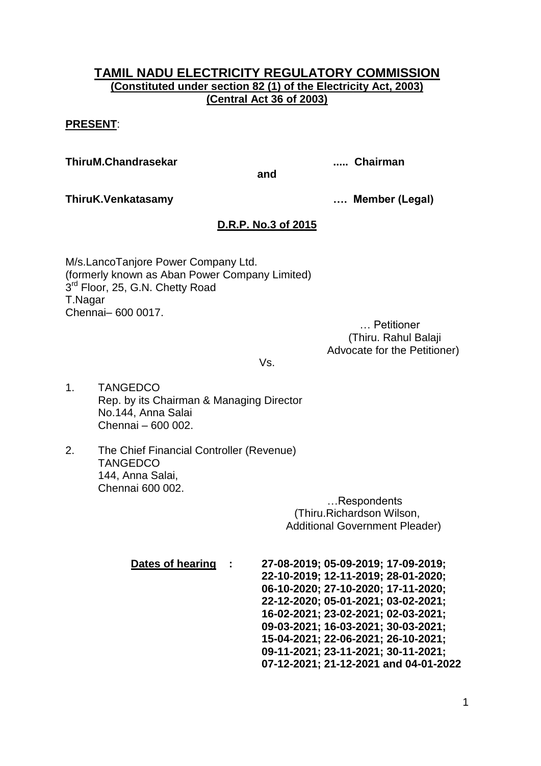# TAMIL NADU ELECTRICITY REGULATORY COMMISSION

**(Constituted under section 82 (1) of the Electricity Act, 2003)**
**(Central Act 36 of 2003)**

**PRESENT**:

**ThiruM.Chandrasekar** ..... **Chairman**

**and**

**ThiruK.Venkatasamy** …. **Member (Legal)**

**D.R.P. No.3 of 2015**

M/s.LancoTanjore Power Company Ltd.
(formerly known as Aban Power Company Limited)
3rd Floor, 25, G.N. Chetty Road
T.Nagar
Chennai– 600 0017.

… Petitioner
(Thiru. Rahul Balaji
Advocate for the Petitioner)

Vs.

1. TANGEDCO
   Rep. by its Chairman & Managing Director
   No.144, Anna Salai
   Chennai – 600 002.

2. The Chief Financial Controller (Revenue)
   TANGEDCO
   144, Anna Salai,
   Chennai 600 002.

…Respondents
(Thiru.Richardson Wilson,
Additional Government Pleader)

**Dates of hearing** : **27-08-2019; 05-09-2019; 17-09-2019; 22-10-2019; 12-11-2019; 28-01-2020; 06-10-2020; 27-10-2020; 17-11-2020; 22-12-2020; 05-01-2021; 03-02-2021; 16-02-2021; 23-02-2021; 02-03-2021; 09-03-2021; 16-03-2021; 30-03-2021; 15-04-2021; 22-06-2021; 26-10-2021; 09-11-2021; 23-11-2021; 30-11-2021; 07-12-2021; 21-12-2021 and 04-01-2022**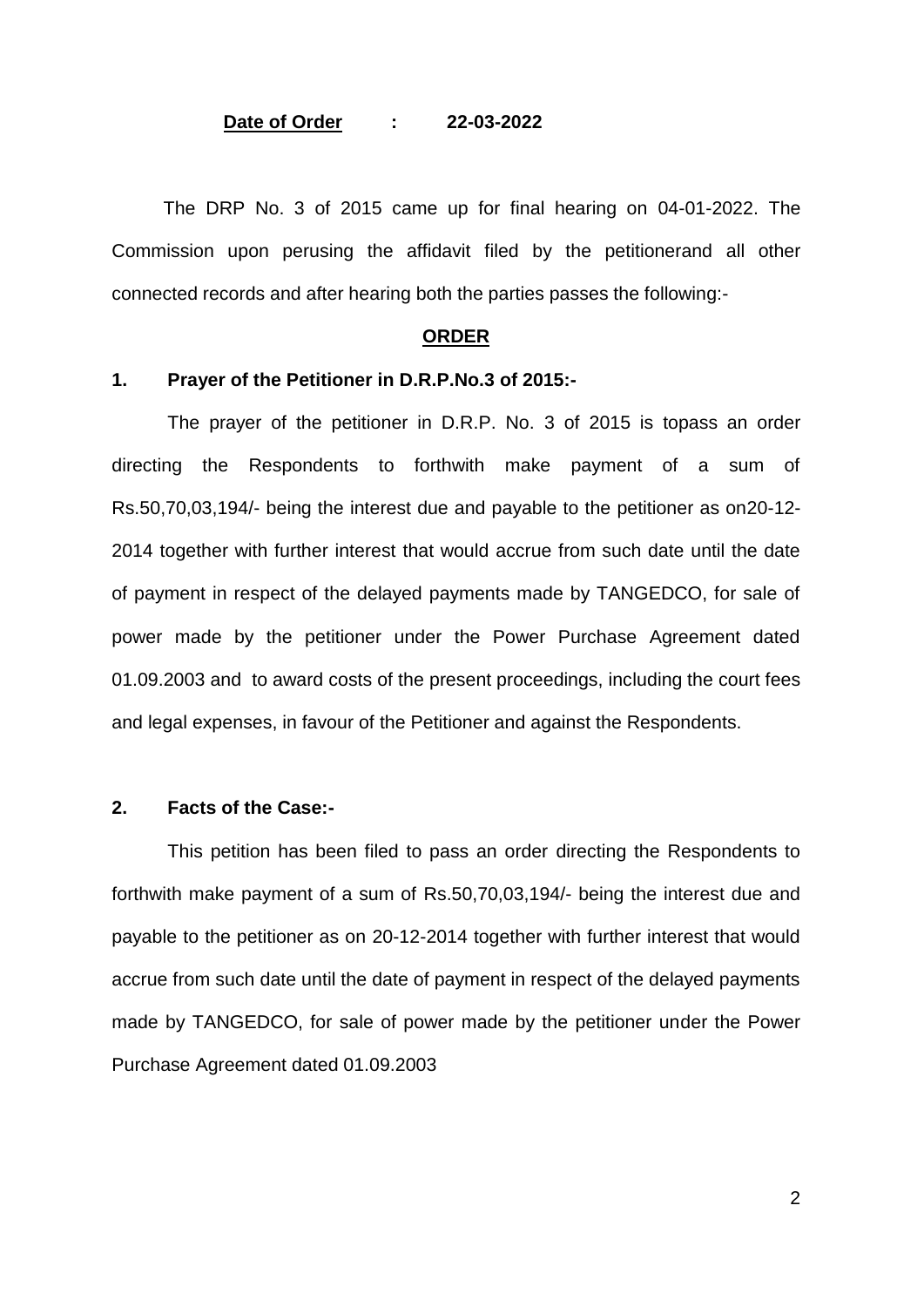**Date of Order : 22-03-2022**

The DRP No. 3 of 2015 came up for final hearing on 04-01-2022. The Commission upon perusing the affidavit filed by the petitionerand all other connected records and after hearing both the parties passes the following:-

**ORDER**

**1. Prayer of the Petitioner in D.R.P.No.3 of 2015:-**

The prayer of the petitioner in D.R.P. No. 3 of 2015 is topass an order directing the Respondents to forthwith make payment of a sum of Rs.50,70,03,194/- being the interest due and payable to the petitioner as on20-12-2014 together with further interest that would accrue from such date until the date of payment in respect of the delayed payments made by TANGEDCO, for sale of power made by the petitioner under the Power Purchase Agreement dated 01.09.2003 and to award costs of the present proceedings, including the court fees and legal expenses, in favour of the Petitioner and against the Respondents.

**2. Facts of the Case:-**

This petition has been filed to pass an order directing the Respondents to forthwith make payment of a sum of Rs.50,70,03,194/- being the interest due and payable to the petitioner as on 20-12-2014 together with further interest that would accrue from such date until the date of payment in respect of the delayed payments made by TANGEDCO, for sale of power made by the petitioner under the Power Purchase Agreement dated 01.09.2003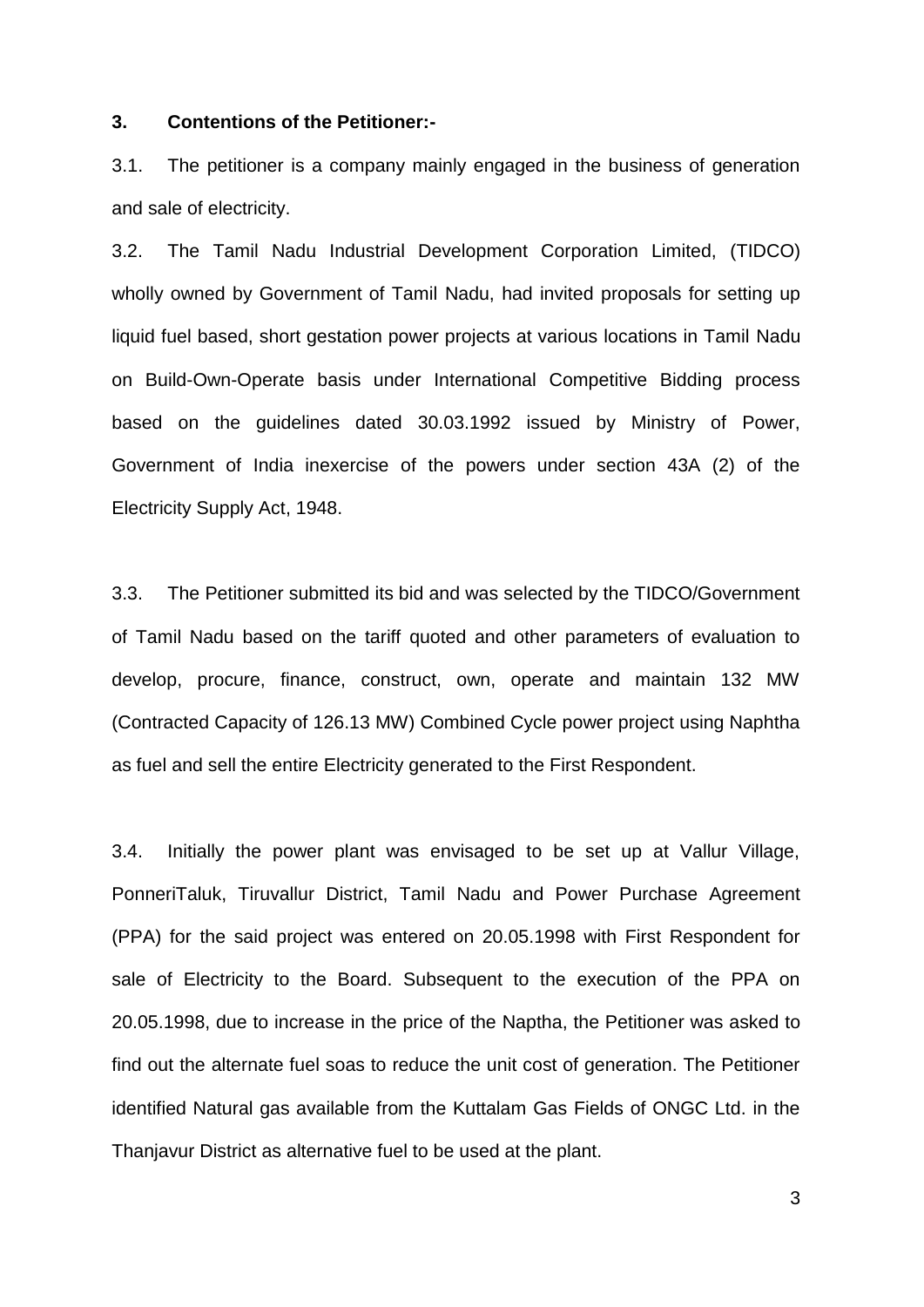**3. Contentions of the Petitioner:-**

3.1. The petitioner is a company mainly engaged in the business of generation and sale of electricity.

3.2. The Tamil Nadu Industrial Development Corporation Limited, (TIDCO) wholly owned by Government of Tamil Nadu, had invited proposals for setting up liquid fuel based, short gestation power projects at various locations in Tamil Nadu on Build-Own-Operate basis under International Competitive Bidding process based on the guidelines dated 30.03.1992 issued by Ministry of Power, Government of India inexercise of the powers under section 43A (2) of the Electricity Supply Act, 1948.

3.3. The Petitioner submitted its bid and was selected by the TIDCO/Government of Tamil Nadu based on the tariff quoted and other parameters of evaluation to develop, procure, finance, construct, own, operate and maintain 132 MW (Contracted Capacity of 126.13 MW) Combined Cycle power project using Naphtha as fuel and sell the entire Electricity generated to the First Respondent.

3.4. Initially the power plant was envisaged to be set up at Vallur Village, PonneriTaluk, Tiruvallur District, Tamil Nadu and Power Purchase Agreement (PPA) for the said project was entered on 20.05.1998 with First Respondent for sale of Electricity to the Board. Subsequent to the execution of the PPA on 20.05.1998, due to increase in the price of the Naptha, the Petitioner was asked to find out the alternate fuel soas to reduce the unit cost of generation. The Petitioner identified Natural gas available from the Kuttalam Gas Fields of ONGC Ltd. in the Thanjavur District as alternative fuel to be used at the plant.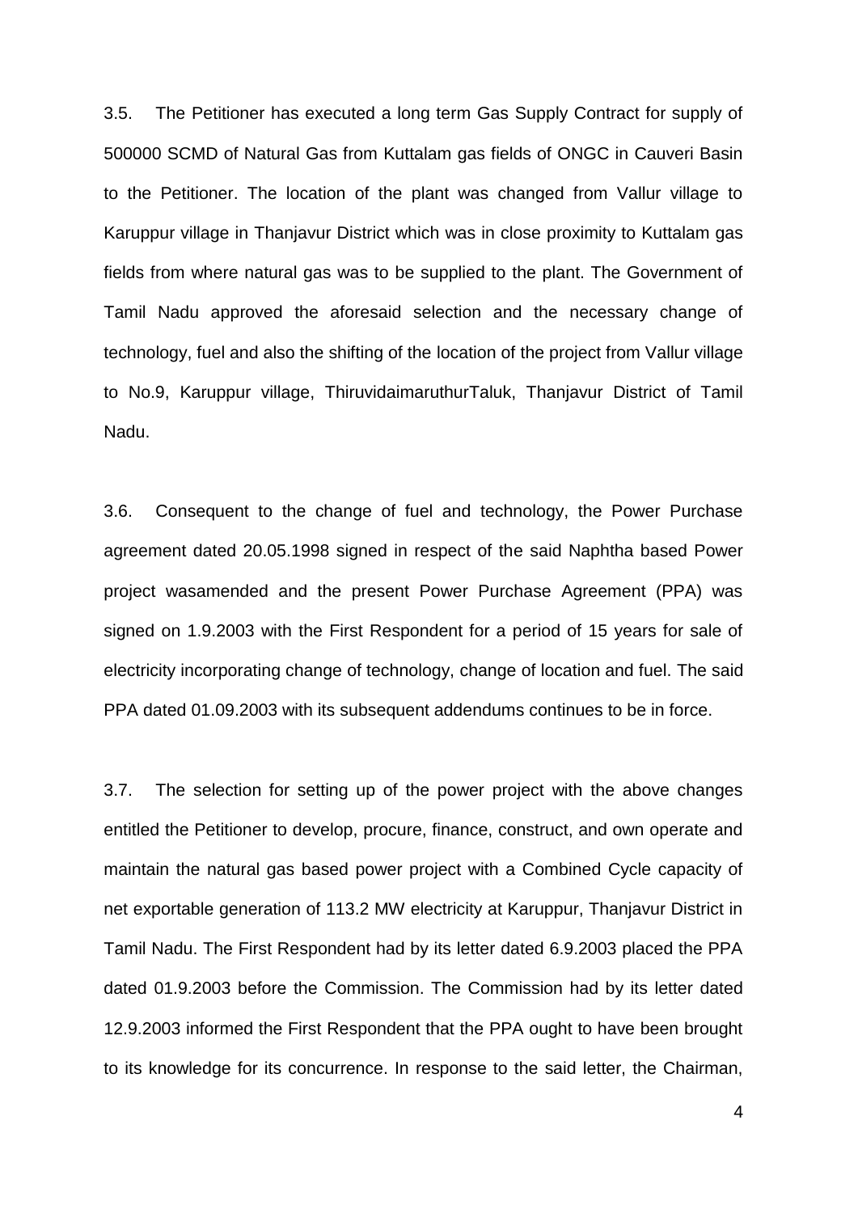3.5. The Petitioner has executed a long term Gas Supply Contract for supply of 500000 SCMD of Natural Gas from Kuttalam gas fields of ONGC in Cauveri Basin to the Petitioner. The location of the plant was changed from Vallur village to Karuppur village in Thanjavur District which was in close proximity to Kuttalam gas fields from where natural gas was to be supplied to the plant. The Government of Tamil Nadu approved the aforesaid selection and the necessary change of technology, fuel and also the shifting of the location of the project from Vallur village to No.9, Karuppur village, ThiruvidaimaruthurTaluk, Thanjavur District of Tamil Nadu.

3.6. Consequent to the change of fuel and technology, the Power Purchase agreement dated 20.05.1998 signed in respect of the said Naphtha based Power project wasamended and the present Power Purchase Agreement (PPA) was signed on 1.9.2003 with the First Respondent for a period of 15 years for sale of electricity incorporating change of technology, change of location and fuel. The said PPA dated 01.09.2003 with its subsequent addendums continues to be in force.

3.7. The selection for setting up of the power project with the above changes entitled the Petitioner to develop, procure, finance, construct, and own operate and maintain the natural gas based power project with a Combined Cycle capacity of net exportable generation of 113.2 MW electricity at Karuppur, Thanjavur District in Tamil Nadu. The First Respondent had by its letter dated 6.9.2003 placed the PPA dated 01.9.2003 before the Commission. The Commission had by its letter dated 12.9.2003 informed the First Respondent that the PPA ought to have been brought to its knowledge for its concurrence. In response to the said letter, the Chairman,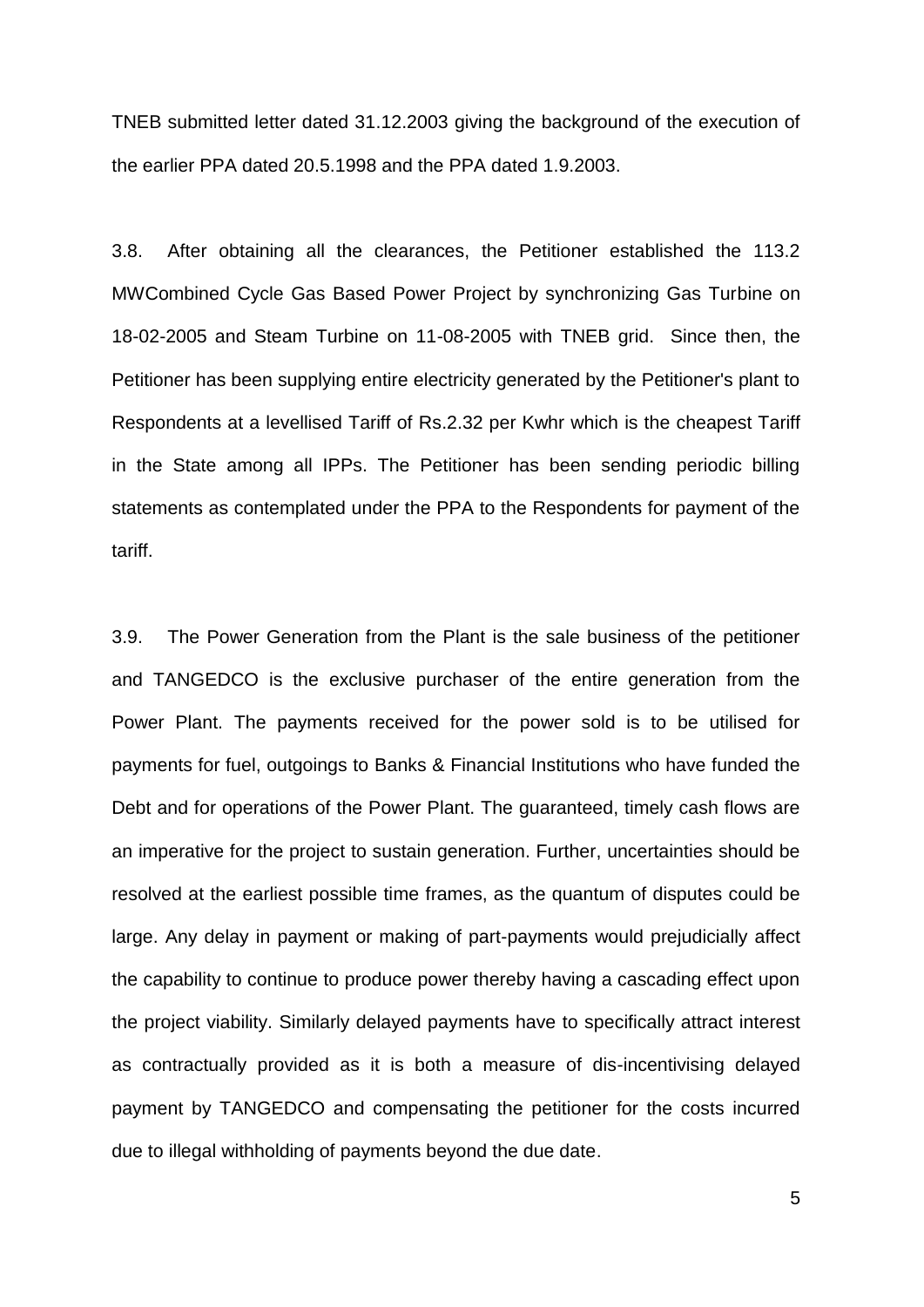TNEB submitted letter dated 31.12.2003 giving the background of the execution of the earlier PPA dated 20.5.1998 and the PPA dated 1.9.2003.

3.8. After obtaining all the clearances, the Petitioner established the 113.2 MWCombined Cycle Gas Based Power Project by synchronizing Gas Turbine on 18-02-2005 and Steam Turbine on 11-08-2005 with TNEB grid. Since then, the Petitioner has been supplying entire electricity generated by the Petitioner's plant to Respondents at a levellised Tariff of Rs.2.32 per Kwhr which is the cheapest Tariff in the State among all IPPs. The Petitioner has been sending periodic billing statements as contemplated under the PPA to the Respondents for payment of the tariff.

3.9. The Power Generation from the Plant is the sale business of the petitioner and TANGEDCO is the exclusive purchaser of the entire generation from the Power Plant. The payments received for the power sold is to be utilised for payments for fuel, outgoings to Banks & Financial Institutions who have funded the Debt and for operations of the Power Plant. The guaranteed, timely cash flows are an imperative for the project to sustain generation. Further, uncertainties should be resolved at the earliest possible time frames, as the quantum of disputes could be large. Any delay in payment or making of part-payments would prejudicially affect the capability to continue to produce power thereby having a cascading effect upon the project viability. Similarly delayed payments have to specifically attract interest as contractually provided as it is both a measure of dis-incentivising delayed payment by TANGEDCO and compensating the petitioner for the costs incurred due to illegal withholding of payments beyond the due date.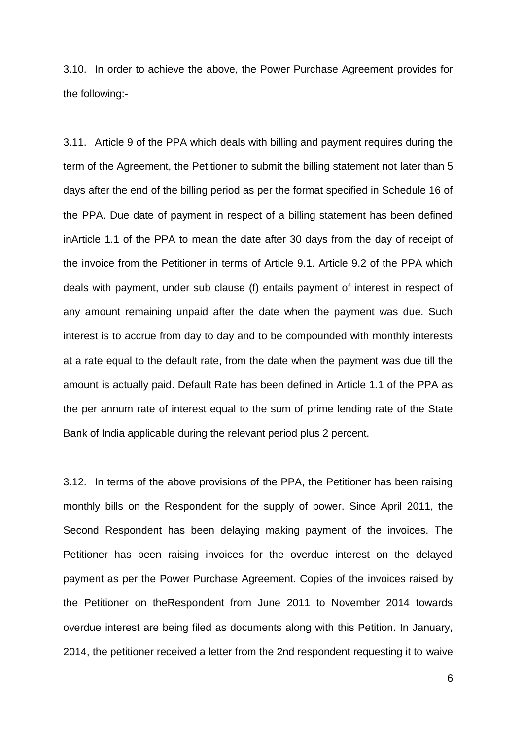3.10. In order to achieve the above, the Power Purchase Agreement provides for the following:-

3.11. Article 9 of the PPA which deals with billing and payment requires during the term of the Agreement, the Petitioner to submit the billing statement not later than 5 days after the end of the billing period as per the format specified in Schedule 16 of the PPA. Due date of payment in respect of a billing statement has been defined inArticle 1.1 of the PPA to mean the date after 30 days from the day of receipt of the invoice from the Petitioner in terms of Article 9.1. Article 9.2 of the PPA which deals with payment, under sub clause (f) entails payment of interest in respect of any amount remaining unpaid after the date when the payment was due. Such interest is to accrue from day to day and to be compounded with monthly interests at a rate equal to the default rate, from the date when the payment was due till the amount is actually paid. Default Rate has been defined in Article 1.1 of the PPA as the per annum rate of interest equal to the sum of prime lending rate of the State Bank of India applicable during the relevant period plus 2 percent.

3.12. In terms of the above provisions of the PPA, the Petitioner has been raising monthly bills on the Respondent for the supply of power. Since April 2011, the Second Respondent has been delaying making payment of the invoices. The Petitioner has been raising invoices for the overdue interest on the delayed payment as per the Power Purchase Agreement. Copies of the invoices raised by the Petitioner on theRespondent from June 2011 to November 2014 towards overdue interest are being filed as documents along with this Petition. In January, 2014, the petitioner received a letter from the 2nd respondent requesting it to waive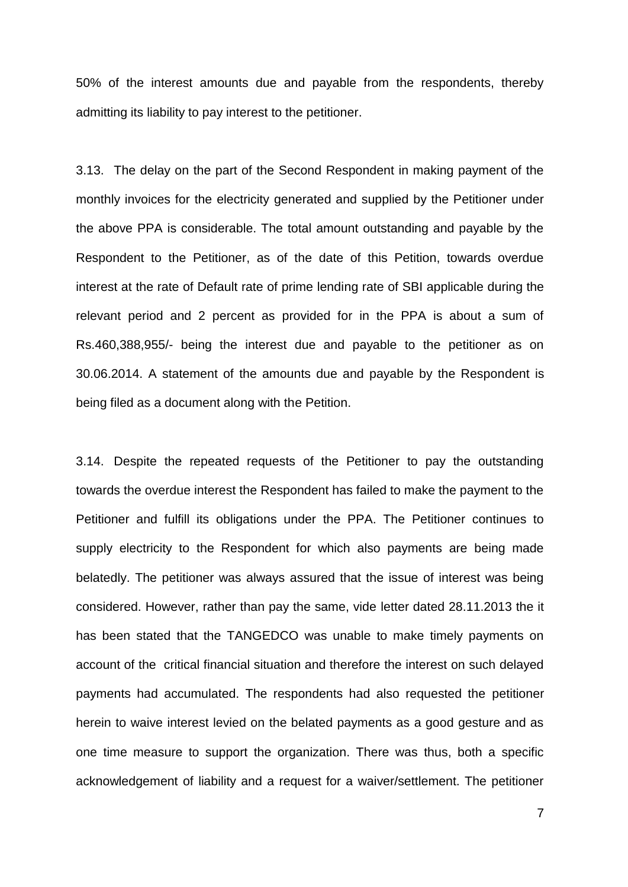50% of the interest amounts due and payable from the respondents, thereby admitting its liability to pay interest to the petitioner.

3.13. The delay on the part of the Second Respondent in making payment of the monthly invoices for the electricity generated and supplied by the Petitioner under the above PPA is considerable. The total amount outstanding and payable by the Respondent to the Petitioner, as of the date of this Petition, towards overdue interest at the rate of Default rate of prime lending rate of SBI applicable during the relevant period and 2 percent as provided for in the PPA is about a sum of Rs.460,388,955/- being the interest due and payable to the petitioner as on 30.06.2014. A statement of the amounts due and payable by the Respondent is being filed as a document along with the Petition.

3.14. Despite the repeated requests of the Petitioner to pay the outstanding towards the overdue interest the Respondent has failed to make the payment to the Petitioner and fulfill its obligations under the PPA. The Petitioner continues to supply electricity to the Respondent for which also payments are being made belatedly. The petitioner was always assured that the issue of interest was being considered. However, rather than pay the same, vide letter dated 28.11.2013 the it has been stated that the TANGEDCO was unable to make timely payments on account of the critical financial situation and therefore the interest on such delayed payments had accumulated. The respondents had also requested the petitioner herein to waive interest levied on the belated payments as a good gesture and as one time measure to support the organization. There was thus, both a specific acknowledgement of liability and a request for a waiver/settlement. The petitioner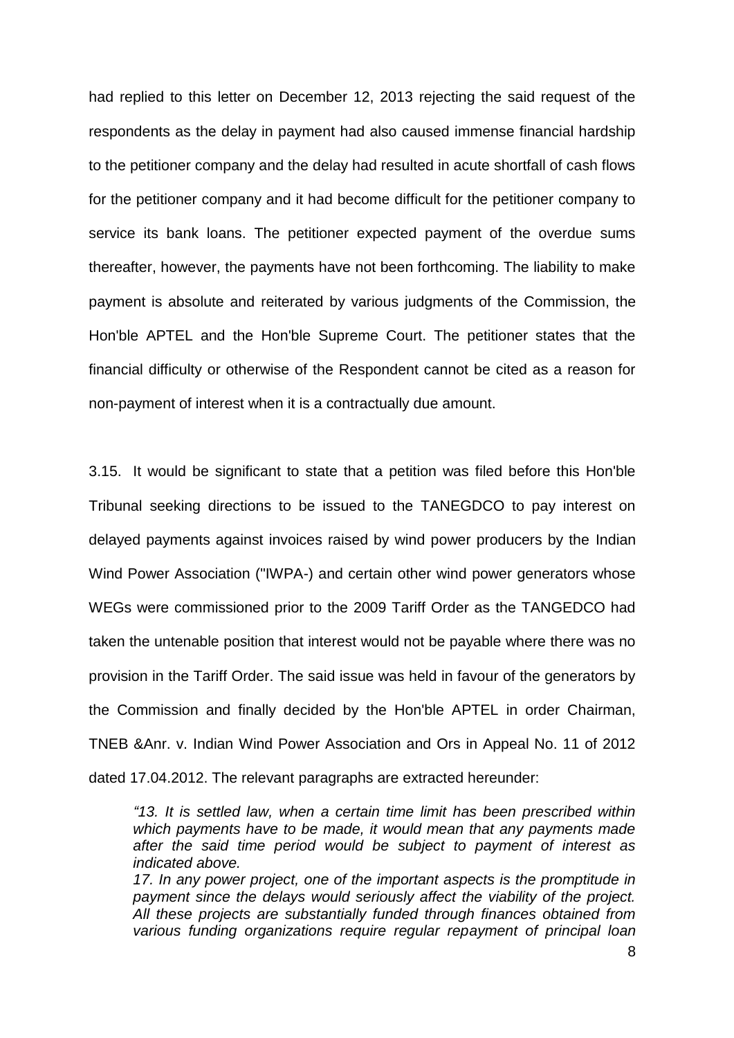had replied to this letter on December 12, 2013 rejecting the said request of the respondents as the delay in payment had also caused immense financial hardship to the petitioner company and the delay had resulted in acute shortfall of cash flows for the petitioner company and it had become difficult for the petitioner company to service its bank loans. The petitioner expected payment of the overdue sums thereafter, however, the payments have not been forthcoming. The liability to make payment is absolute and reiterated by various judgments of the Commission, the Hon'ble APTEL and the Hon'ble Supreme Court. The petitioner states that the financial difficulty or otherwise of the Respondent cannot be cited as a reason for non-payment of interest when it is a contractually due amount.

3.15. It would be significant to state that a petition was filed before this Hon'ble Tribunal seeking directions to be issued to the TANEGDCO to pay interest on delayed payments against invoices raised by wind power producers by the Indian Wind Power Association ("IWPA-) and certain other wind power generators whose WEGs were commissioned prior to the 2009 Tariff Order as the TANGEDCO had taken the untenable position that interest would not be payable where there was no provision in the Tariff Order. The said issue was held in favour of the generators by the Commission and finally decided by the Hon'ble APTEL in order Chairman, TNEB &Anr. v. Indian Wind Power Association and Ors in Appeal No. 11 of 2012 dated 17.04.2012. The relevant paragraphs are extracted hereunder:

> *"13. It is settled law, when a certain time limit has been prescribed within which payments have to be made, it would mean that any payments made after the said time period would be subject to payment of interest as indicated above.*
>
> *17. In any power project, one of the important aspects is the promptitude in payment since the delays would seriously affect the viability of the project. All these projects are substantially funded through finances obtained from various funding organizations require regular repayment of principal loan*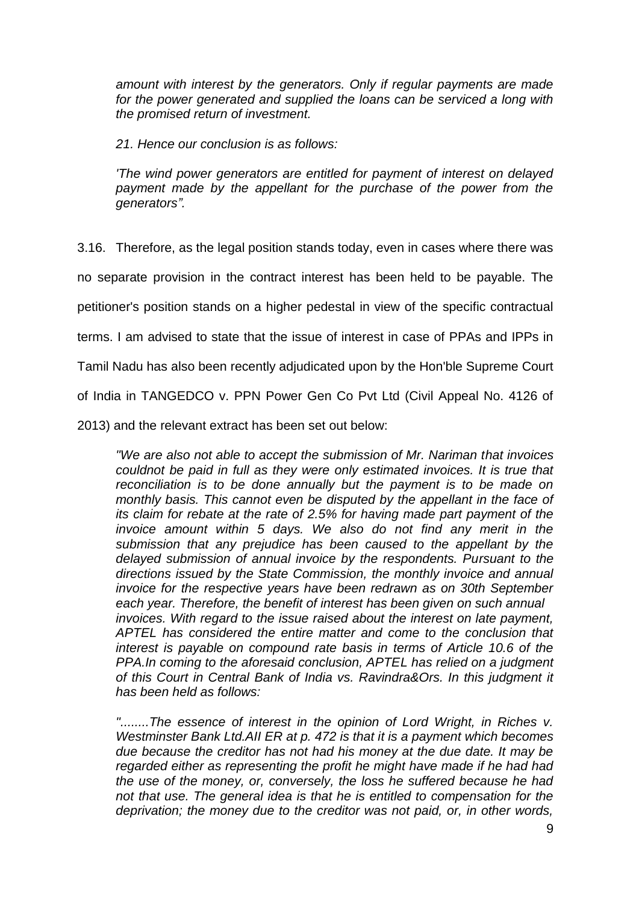*amount with interest by the generators. Only if regular payments are made for the power generated and supplied the loans can be serviced a long with the promised return of investment.*

*21. Hence our conclusion is as follows:*

*'The wind power generators are entitled for payment of interest on delayed payment made by the appellant for the purchase of the power from the generators".*

3.16. Therefore, as the legal position stands today, even in cases where there was no separate provision in the contract interest has been held to be payable. The petitioner's position stands on a higher pedestal in view of the specific contractual terms. I am advised to state that the issue of interest in case of PPAs and IPPs in Tamil Nadu has also been recently adjudicated upon by the Hon'ble Supreme Court of India in TANGEDCO v. PPN Power Gen Co Pvt Ltd (Civil Appeal No. 4126 of 2013) and the relevant extract has been set out below:

*"We are also not able to accept the submission of Mr. Nariman that invoices couldnot be paid in full as they were only estimated invoices. It is true that reconciliation is to be done annually but the payment is to be made on monthly basis. This cannot even be disputed by the appellant in the face of its claim for rebate at the rate of 2.5% for having made part payment of the invoice amount within 5 days. We also do not find any merit in the submission that any prejudice has been caused to the appellant by the delayed submission of annual invoice by the respondents. Pursuant to the directions issued by the State Commission, the monthly invoice and annual invoice for the respective years have been redrawn as on 30th September each year. Therefore, the benefit of interest has been given on such annual invoices. With regard to the issue raised about the interest on late payment, APTEL has considered the entire matter and come to the conclusion that interest is payable on compound rate basis in terms of Article 10.6 of the PPA.In coming to the aforesaid conclusion, APTEL has relied on a judgment of this Court in Central Bank of India vs. Ravindra&Ors. In this judgment it has been held as follows:*

*"........The essence of interest in the opinion of Lord Wright, in Riches v. Westminster Bank Ltd.AII ER at p. 472 is that it is a payment which becomes due because the creditor has not had his money at the due date. It may be regarded either as representing the profit he might have made if he had had the use of the money, or, conversely, the loss he suffered because he had not that use. The general idea is that he is entitled to compensation for the deprivation; the money due to the creditor was not paid, or, in other words,*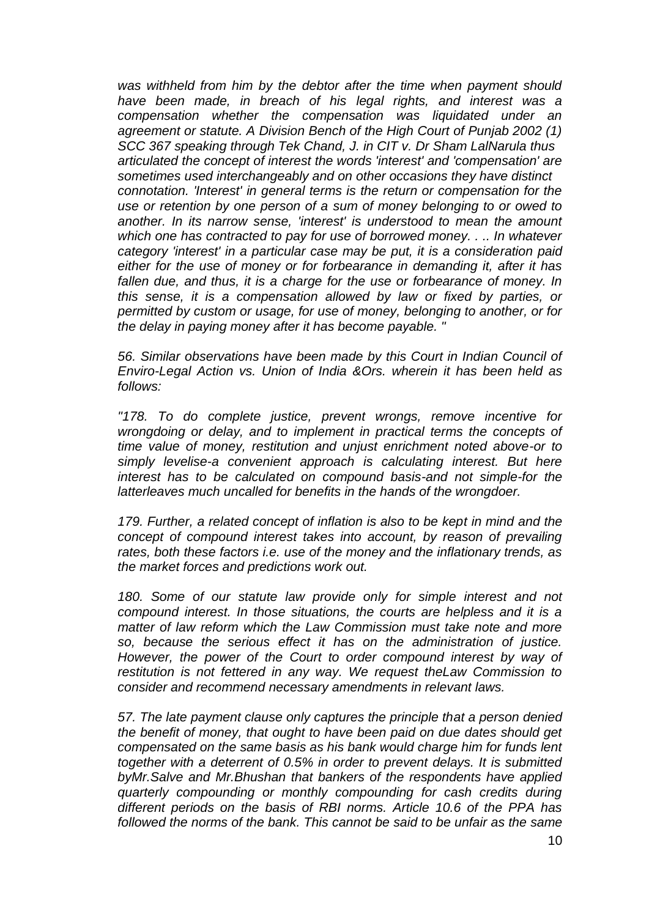*was withheld from him by the debtor after the time when payment should have been made, in breach of his legal rights, and interest was a compensation whether the compensation was liquidated under an agreement or statute. A Division Bench of the High Court of Punjab 2002 (1) SCC 367 speaking through Tek Chand, J. in CIT v. Dr Sham LalNarula thus articulated the concept of interest the words 'interest' and 'compensation' are sometimes used interchangeably and on other occasions they have distinct connotation. 'Interest' in general terms is the return or compensation for the use or retention by one person of a sum of money belonging to or owed to another. In its narrow sense, 'interest' is understood to mean the amount which one has contracted to pay for use of borrowed money. . .. In whatever category 'interest' in a particular case may be put, it is a consideration paid either for the use of money or for forbearance in demanding it, after it has fallen due, and thus, it is a charge for the use or forbearance of money. In this sense, it is a compensation allowed by law or fixed by parties, or permitted by custom or usage, for use of money, belonging to another, or for the delay in paying money after it has become payable. "*

*56. Similar observations have been made by this Court in Indian Council of Enviro-Legal Action vs. Union of India &Ors. wherein it has been held as follows:*

*"178. To do complete justice, prevent wrongs, remove incentive for wrongdoing or delay, and to implement in practical terms the concepts of time value of money, restitution and unjust enrichment noted above-or to simply levelise-a convenient approach is calculating interest. But here interest has to be calculated on compound basis-and not simple-for the latterleaves much uncalled for benefits in the hands of the wrongdoer.*

*179. Further, a related concept of inflation is also to be kept in mind and the concept of compound interest takes into account, by reason of prevailing rates, both these factors i.e. use of the money and the inflationary trends, as the market forces and predictions work out.*

*180. Some of our statute law provide only for simple interest and not compound interest. In those situations, the courts are helpless and it is a matter of law reform which the Law Commission must take note and more so, because the serious effect it has on the administration of justice. However, the power of the Court to order compound interest by way of restitution is not fettered in any way. We request theLaw Commission to consider and recommend necessary amendments in relevant laws.*

*57. The late payment clause only captures the principle that a person denied the benefit of money, that ought to have been paid on due dates should get compensated on the same basis as his bank would charge him for funds lent together with a deterrent of 0.5% in order to prevent delays. It is submitted byMr.Salve and Mr.Bhushan that bankers of the respondents have applied quarterly compounding or monthly compounding for cash credits during different periods on the basis of RBI norms. Article 10.6 of the PPA has followed the norms of the bank. This cannot be said to be unfair as the same*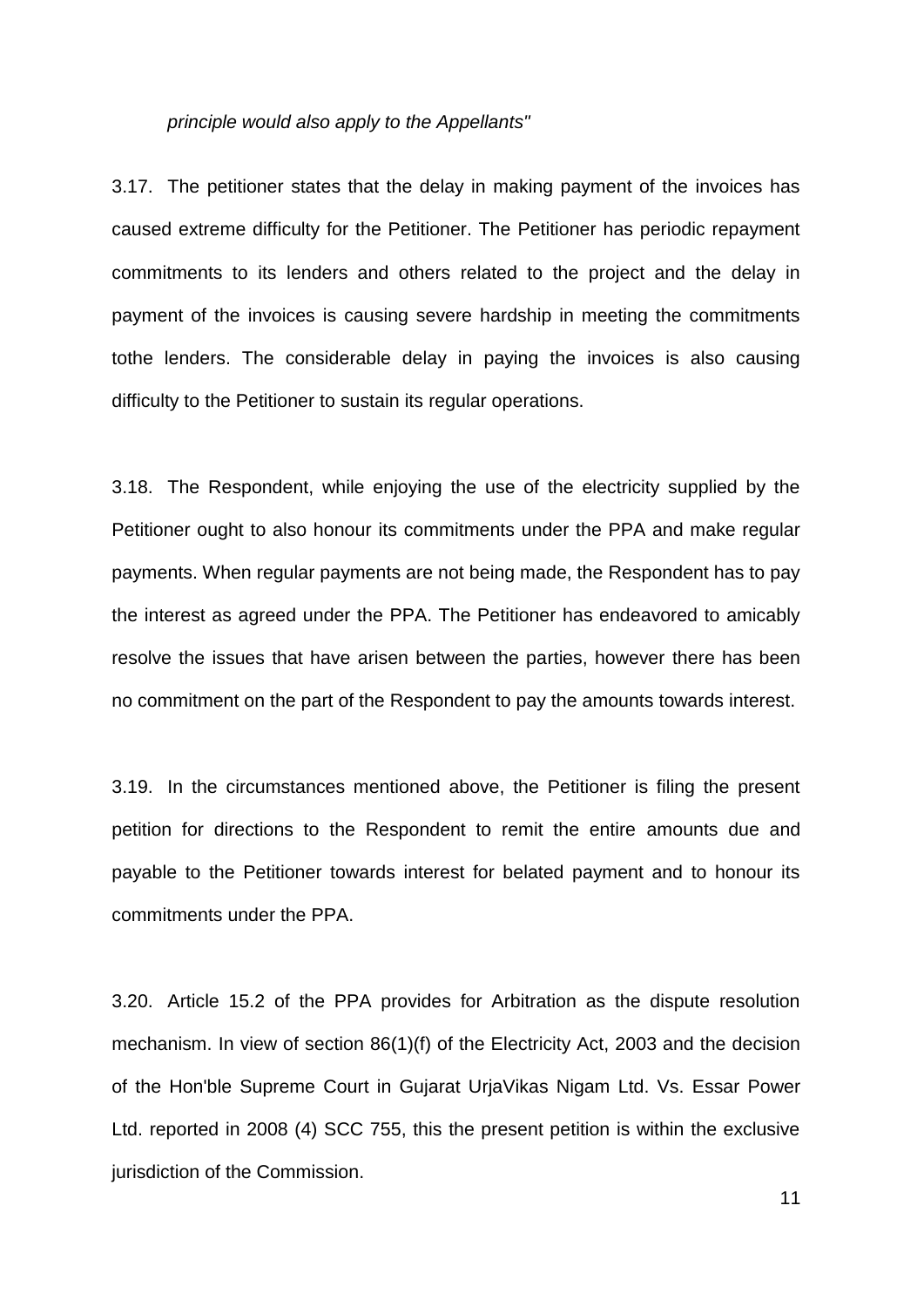*principle would also apply to the Appellants"*

3.17. The petitioner states that the delay in making payment of the invoices has caused extreme difficulty for the Petitioner. The Petitioner has periodic repayment commitments to its lenders and others related to the project and the delay in payment of the invoices is causing severe hardship in meeting the commitments tothe lenders. The considerable delay in paying the invoices is also causing difficulty to the Petitioner to sustain its regular operations.

3.18. The Respondent, while enjoying the use of the electricity supplied by the Petitioner ought to also honour its commitments under the PPA and make regular payments. When regular payments are not being made, the Respondent has to pay the interest as agreed under the PPA. The Petitioner has endeavored to amicably resolve the issues that have arisen between the parties, however there has been no commitment on the part of the Respondent to pay the amounts towards interest.

3.19. In the circumstances mentioned above, the Petitioner is filing the present petition for directions to the Respondent to remit the entire amounts due and payable to the Petitioner towards interest for belated payment and to honour its commitments under the PPA.

3.20. Article 15.2 of the PPA provides for Arbitration as the dispute resolution mechanism. In view of section 86(1)(f) of the Electricity Act, 2003 and the decision of the Hon'ble Supreme Court in Gujarat UrjaVikas Nigam Ltd. Vs. Essar Power Ltd. reported in 2008 (4) SCC 755, this the present petition is within the exclusive jurisdiction of the Commission.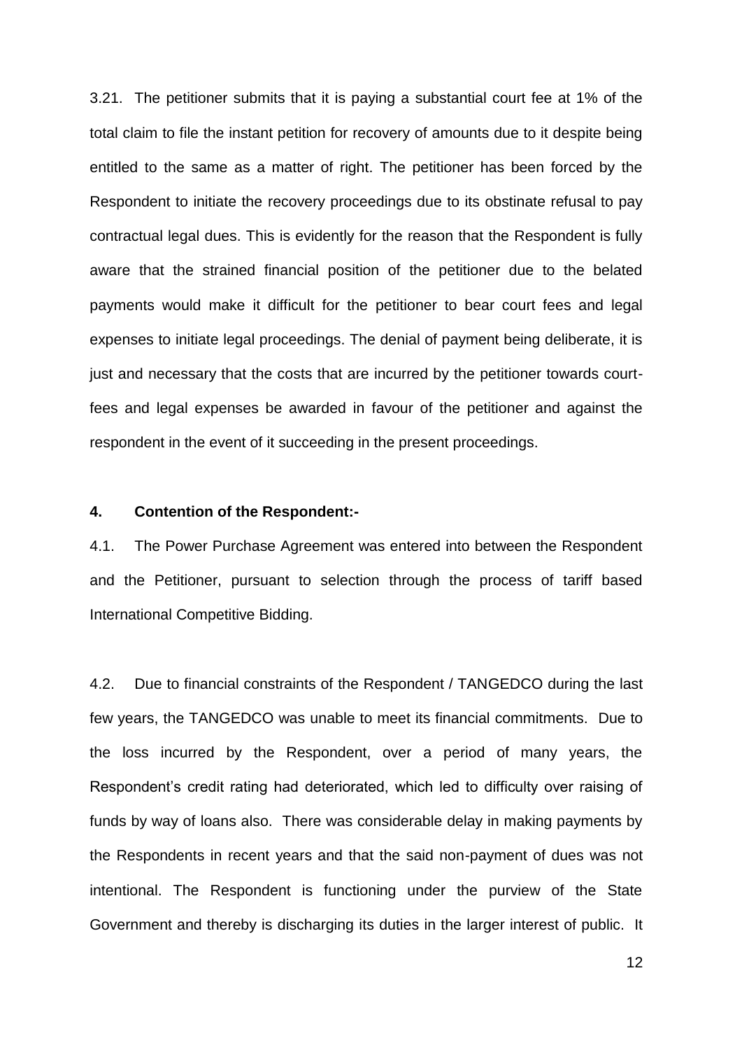3.21. The petitioner submits that it is paying a substantial court fee at 1% of the total claim to file the instant petition for recovery of amounts due to it despite being entitled to the same as a matter of right. The petitioner has been forced by the Respondent to initiate the recovery proceedings due to its obstinate refusal to pay contractual legal dues. This is evidently for the reason that the Respondent is fully aware that the strained financial position of the petitioner due to the belated payments would make it difficult for the petitioner to bear court fees and legal expenses to initiate legal proceedings. The denial of payment being deliberate, it is just and necessary that the costs that are incurred by the petitioner towards court-fees and legal expenses be awarded in favour of the petitioner and against the respondent in the event of it succeeding in the present proceedings.

**4. Contention of the Respondent:-**

4.1. The Power Purchase Agreement was entered into between the Respondent and the Petitioner, pursuant to selection through the process of tariff based International Competitive Bidding.

4.2. Due to financial constraints of the Respondent / TANGEDCO during the last few years, the TANGEDCO was unable to meet its financial commitments. Due to the loss incurred by the Respondent, over a period of many years, the Respondent's credit rating had deteriorated, which led to difficulty over raising of funds by way of loans also. There was considerable delay in making payments by the Respondents in recent years and that the said non-payment of dues was not intentional. The Respondent is functioning under the purview of the State Government and thereby is discharging its duties in the larger interest of public. It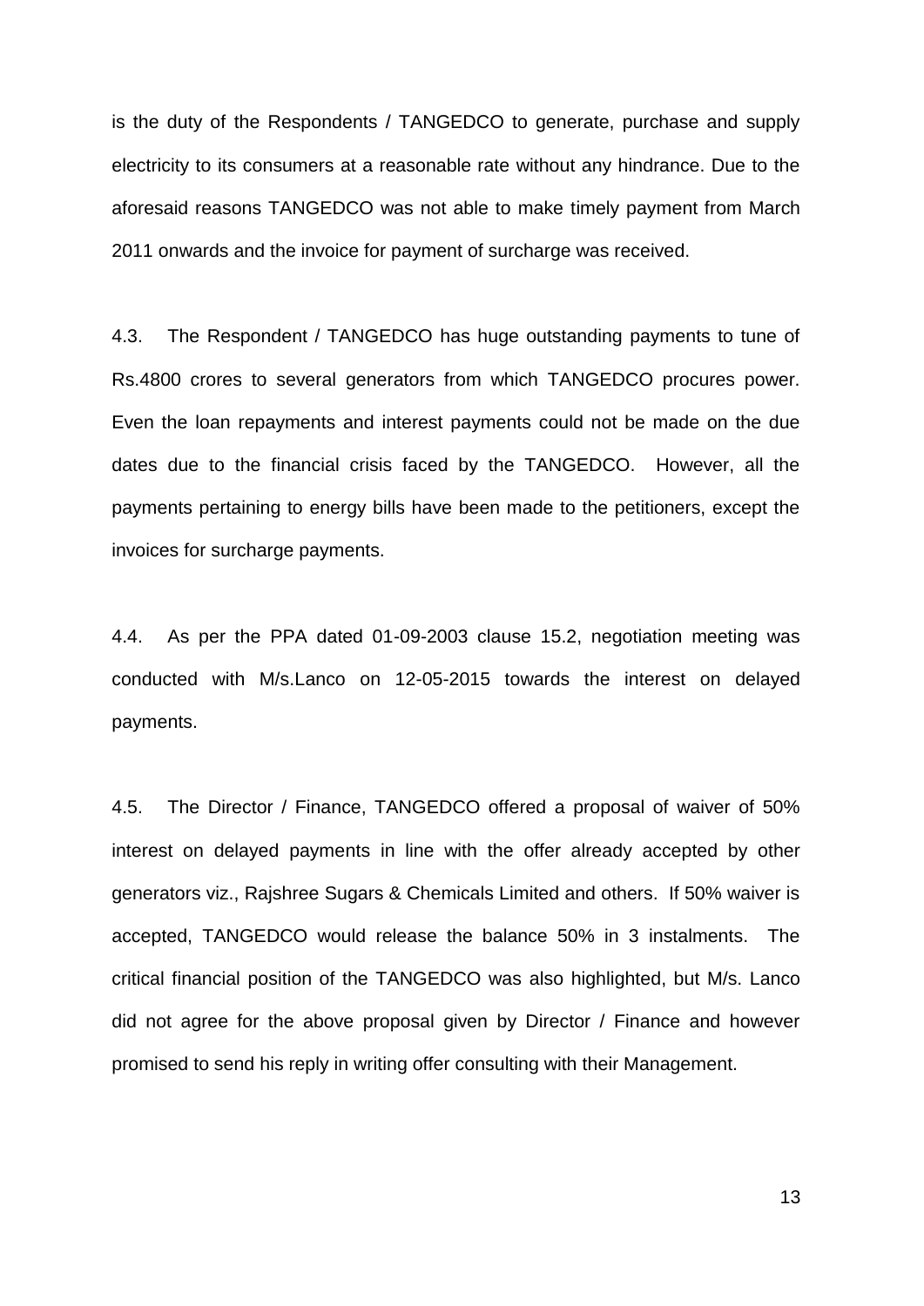is the duty of the Respondents / TANGEDCO to generate, purchase and supply electricity to its consumers at a reasonable rate without any hindrance. Due to the aforesaid reasons TANGEDCO was not able to make timely payment from March 2011 onwards and the invoice for payment of surcharge was received.

4.3. The Respondent / TANGEDCO has huge outstanding payments to tune of Rs.4800 crores to several generators from which TANGEDCO procures power. Even the loan repayments and interest payments could not be made on the due dates due to the financial crisis faced by the TANGEDCO. However, all the payments pertaining to energy bills have been made to the petitioners, except the invoices for surcharge payments.

4.4. As per the PPA dated 01-09-2003 clause 15.2, negotiation meeting was conducted with M/s.Lanco on 12-05-2015 towards the interest on delayed payments.

4.5. The Director / Finance, TANGEDCO offered a proposal of waiver of 50% interest on delayed payments in line with the offer already accepted by other generators viz., Rajshree Sugars & Chemicals Limited and others. If 50% waiver is accepted, TANGEDCO would release the balance 50% in 3 instalments. The critical financial position of the TANGEDCO was also highlighted, but M/s. Lanco did not agree for the above proposal given by Director / Finance and however promised to send his reply in writing offer consulting with their Management.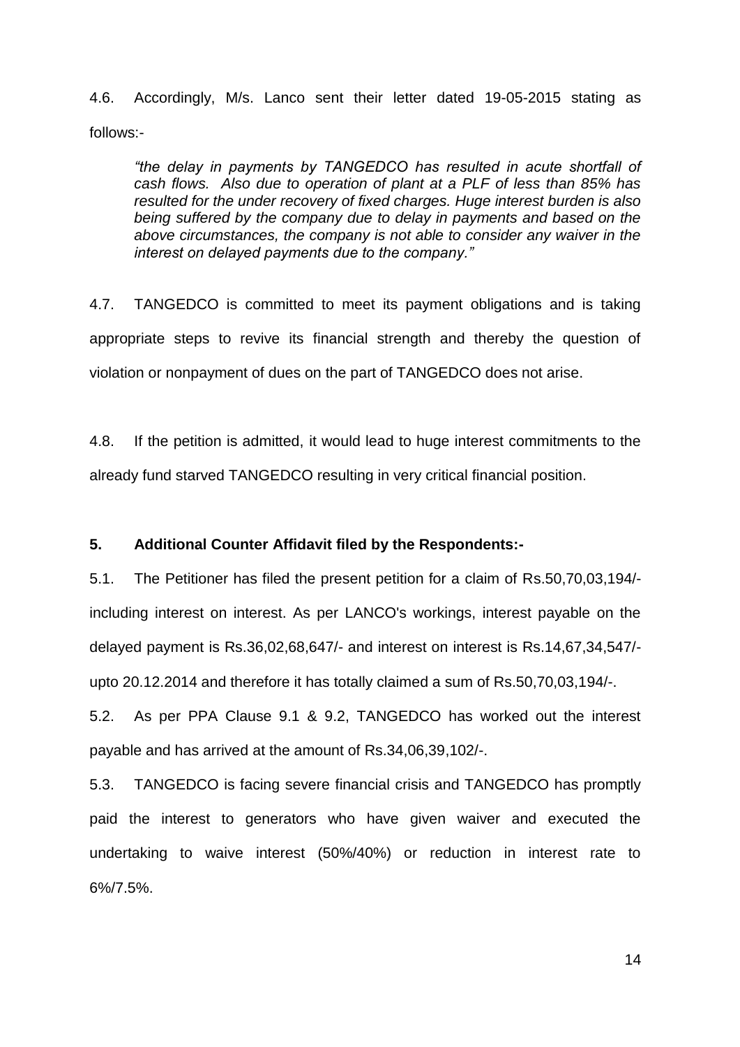4.6. Accordingly, M/s. Lanco sent their letter dated 19-05-2015 stating as follows:-

> *"the delay in payments by TANGEDCO has resulted in acute shortfall of cash flows. Also due to operation of plant at a PLF of less than 85% has resulted for the under recovery of fixed charges. Huge interest burden is also being suffered by the company due to delay in payments and based on the above circumstances, the company is not able to consider any waiver in the interest on delayed payments due to the company."*

4.7. TANGEDCO is committed to meet its payment obligations and is taking appropriate steps to revive its financial strength and thereby the question of violation or nonpayment of dues on the part of TANGEDCO does not arise.

4.8. If the petition is admitted, it would lead to huge interest commitments to the already fund starved TANGEDCO resulting in very critical financial position.

**5. Additional Counter Affidavit filed by the Respondents:-**

5.1. The Petitioner has filed the present petition for a claim of Rs.50,70,03,194/- including interest on interest. As per LANCO's workings, interest payable on the delayed payment is Rs.36,02,68,647/- and interest on interest is Rs.14,67,34,547/- upto 20.12.2014 and therefore it has totally claimed a sum of Rs.50,70,03,194/-.

5.2. As per PPA Clause 9.1 & 9.2, TANGEDCO has worked out the interest payable and has arrived at the amount of Rs.34,06,39,102/-.

5.3. TANGEDCO is facing severe financial crisis and TANGEDCO has promptly paid the interest to generators who have given waiver and executed the undertaking to waive interest (50%/40%) or reduction in interest rate to 6%/7.5%.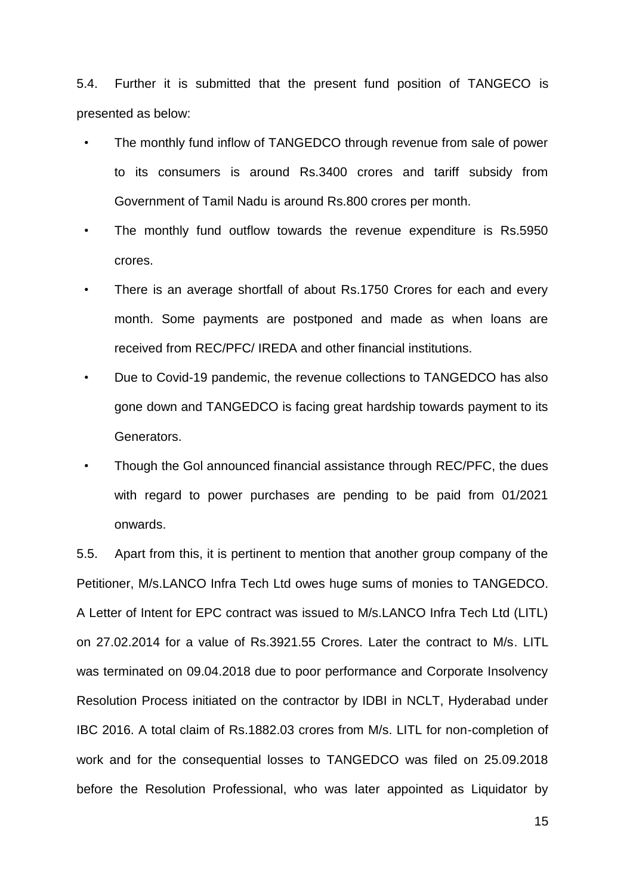5.4. Further it is submitted that the present fund position of TANGECO is presented as below:

- The monthly fund inflow of TANGEDCO through revenue from sale of power to its consumers is around Rs.3400 crores and tariff subsidy from Government of Tamil Nadu is around Rs.800 crores per month.
- The monthly fund outflow towards the revenue expenditure is Rs.5950 crores.
- There is an average shortfall of about Rs.1750 Crores for each and every month. Some payments are postponed and made as when loans are received from REC/PFC/ IREDA and other financial institutions.
- Due to Covid-19 pandemic, the revenue collections to TANGEDCO has also gone down and TANGEDCO is facing great hardship towards payment to its Generators.
- Though the GoI announced financial assistance through REC/PFC, the dues with regard to power purchases are pending to be paid from 01/2021 onwards.

5.5. Apart from this, it is pertinent to mention that another group company of the Petitioner, M/s.LANCO Infra Tech Ltd owes huge sums of monies to TANGEDCO. A Letter of Intent for EPC contract was issued to M/s.LANCO Infra Tech Ltd (LITL) on 27.02.2014 for a value of Rs.3921.55 Crores. Later the contract to M/s. LITL was terminated on 09.04.2018 due to poor performance and Corporate Insolvency Resolution Process initiated on the contractor by IDBI in NCLT, Hyderabad under IBC 2016. A total claim of Rs.1882.03 crores from M/s. LITL for non-completion of work and for the consequential losses to TANGEDCO was filed on 25.09.2018 before the Resolution Professional, who was later appointed as Liquidator by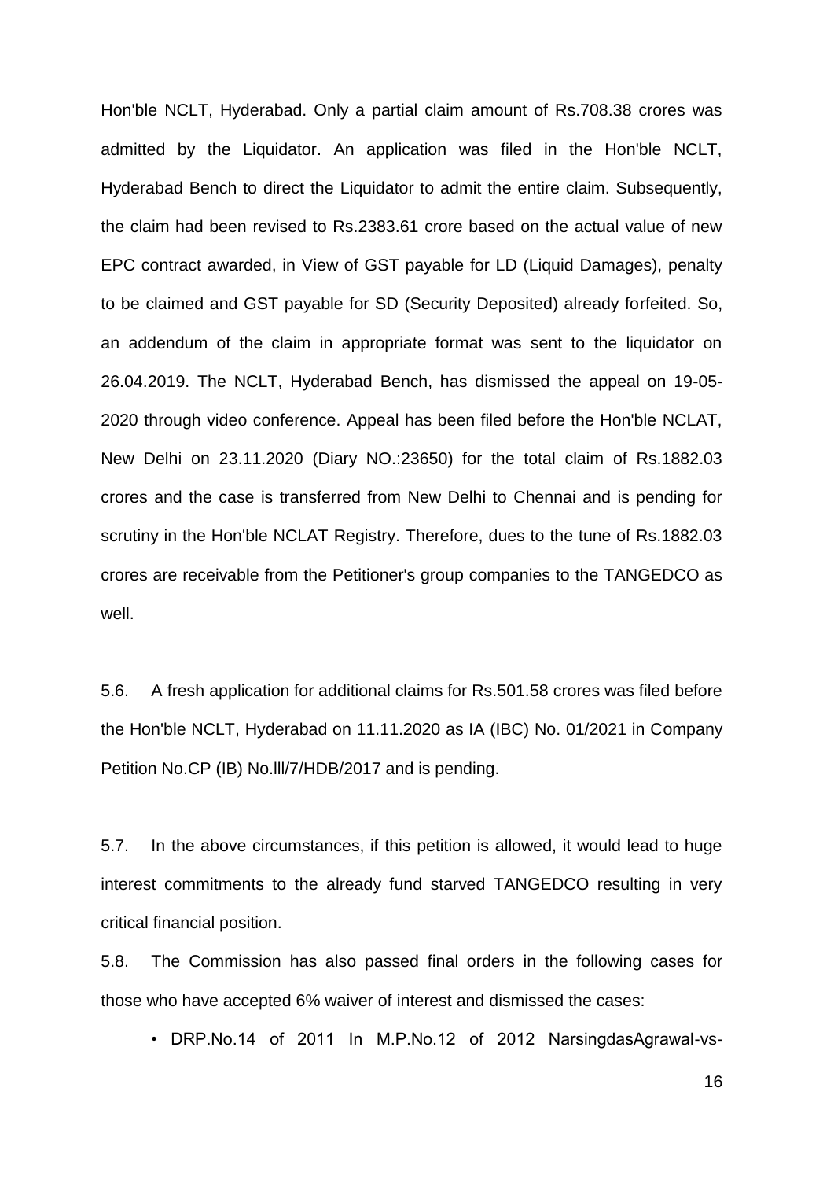Hon'ble NCLT, Hyderabad. Only a partial claim amount of Rs.708.38 crores was admitted by the Liquidator. An application was filed in the Hon'ble NCLT, Hyderabad Bench to direct the Liquidator to admit the entire claim. Subsequently, the claim had been revised to Rs.2383.61 crore based on the actual value of new EPC contract awarded, in View of GST payable for LD (Liquid Damages), penalty to be claimed and GST payable for SD (Security Deposited) already forfeited. So, an addendum of the claim in appropriate format was sent to the liquidator on 26.04.2019. The NCLT, Hyderabad Bench, has dismissed the appeal on 19-05-2020 through video conference. Appeal has been filed before the Hon'ble NCLAT, New Delhi on 23.11.2020 (Diary NO.:23650) for the total claim of Rs.1882.03 crores and the case is transferred from New Delhi to Chennai and is pending for scrutiny in the Hon'ble NCLAT Registry. Therefore, dues to the tune of Rs.1882.03 crores are receivable from the Petitioner's group companies to the TANGEDCO as well.

5.6. A fresh application for additional claims for Rs.501.58 crores was filed before the Hon'ble NCLT, Hyderabad on 11.11.2020 as IA (IBC) No. 01/2021 in Company Petition No.CP (IB) No.lll/7/HDB/2017 and is pending.

5.7. In the above circumstances, if this petition is allowed, it would lead to huge interest commitments to the already fund starved TANGEDCO resulting in very critical financial position.

5.8. The Commission has also passed final orders in the following cases for those who have accepted 6% waiver of interest and dismissed the cases:

- DRP.No.14 of 2011 In M.P.No.12 of 2012 NarsingdasAgrawal-vs-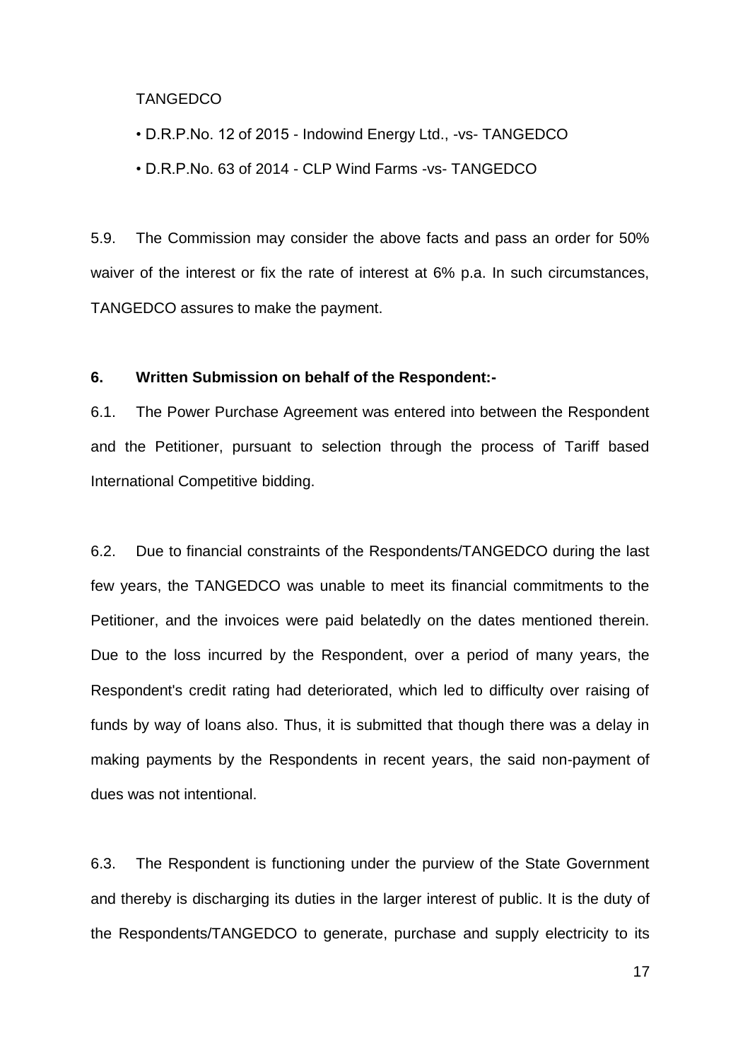TANGEDCO

- D.R.P.No. 12 of 2015 - Indowind Energy Ltd., -vs- TANGEDCO
- D.R.P.No. 63 of 2014 - CLP Wind Farms -vs- TANGEDCO

5.9. The Commission may consider the above facts and pass an order for 50% waiver of the interest or fix the rate of interest at 6% p.a. In such circumstances, TANGEDCO assures to make the payment.

**6. Written Submission on behalf of the Respondent:-**

6.1. The Power Purchase Agreement was entered into between the Respondent and the Petitioner, pursuant to selection through the process of Tariff based International Competitive bidding.

6.2. Due to financial constraints of the Respondents/TANGEDCO during the last few years, the TANGEDCO was unable to meet its financial commitments to the Petitioner, and the invoices were paid belatedly on the dates mentioned therein. Due to the loss incurred by the Respondent, over a period of many years, the Respondent's credit rating had deteriorated, which led to difficulty over raising of funds by way of loans also. Thus, it is submitted that though there was a delay in making payments by the Respondents in recent years, the said non-payment of dues was not intentional.

6.3. The Respondent is functioning under the purview of the State Government and thereby is discharging its duties in the larger interest of public. It is the duty of the Respondents/TANGEDCO to generate, purchase and supply electricity to its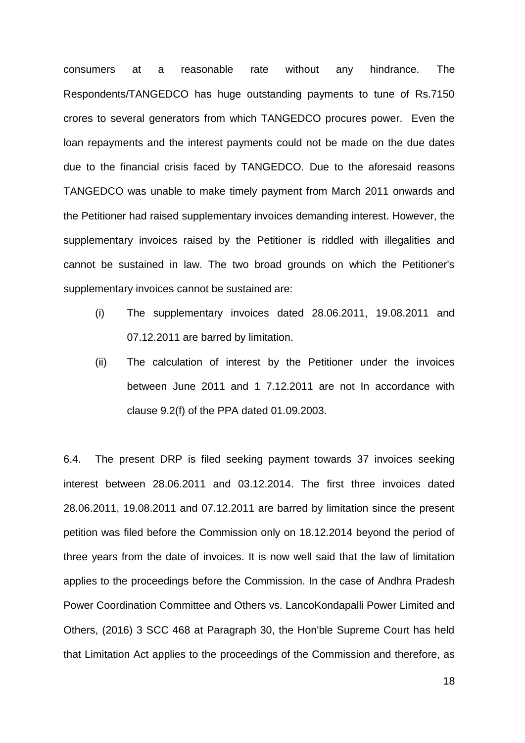consumers at a reasonable rate without any hindrance. The Respondents/TANGEDCO has huge outstanding payments to tune of Rs.7150 crores to several generators from which TANGEDCO procures power. Even the loan repayments and the interest payments could not be made on the due dates due to the financial crisis faced by TANGEDCO. Due to the aforesaid reasons TANGEDCO was unable to make timely payment from March 2011 onwards and the Petitioner had raised supplementary invoices demanding interest. However, the supplementary invoices raised by the Petitioner is riddled with illegalities and cannot be sustained in law. The two broad grounds on which the Petitioner's supplementary invoices cannot be sustained are:

(i) The supplementary invoices dated 28.06.2011, 19.08.2011 and 07.12.2011 are barred by limitation.

(ii) The calculation of interest by the Petitioner under the invoices between June 2011 and 1 7.12.2011 are not In accordance with clause 9.2(f) of the PPA dated 01.09.2003.

6.4. The present DRP is filed seeking payment towards 37 invoices seeking interest between 28.06.2011 and 03.12.2014. The first three invoices dated 28.06.2011, 19.08.2011 and 07.12.2011 are barred by limitation since the present petition was filed before the Commission only on 18.12.2014 beyond the period of three years from the date of invoices. It is now well said that the law of limitation applies to the proceedings before the Commission. In the case of Andhra Pradesh Power Coordination Committee and Others vs. LancoKondapalli Power Limited and Others, (2016) 3 SCC 468 at Paragraph 30, the Hon'ble Supreme Court has held that Limitation Act applies to the proceedings of the Commission and therefore, as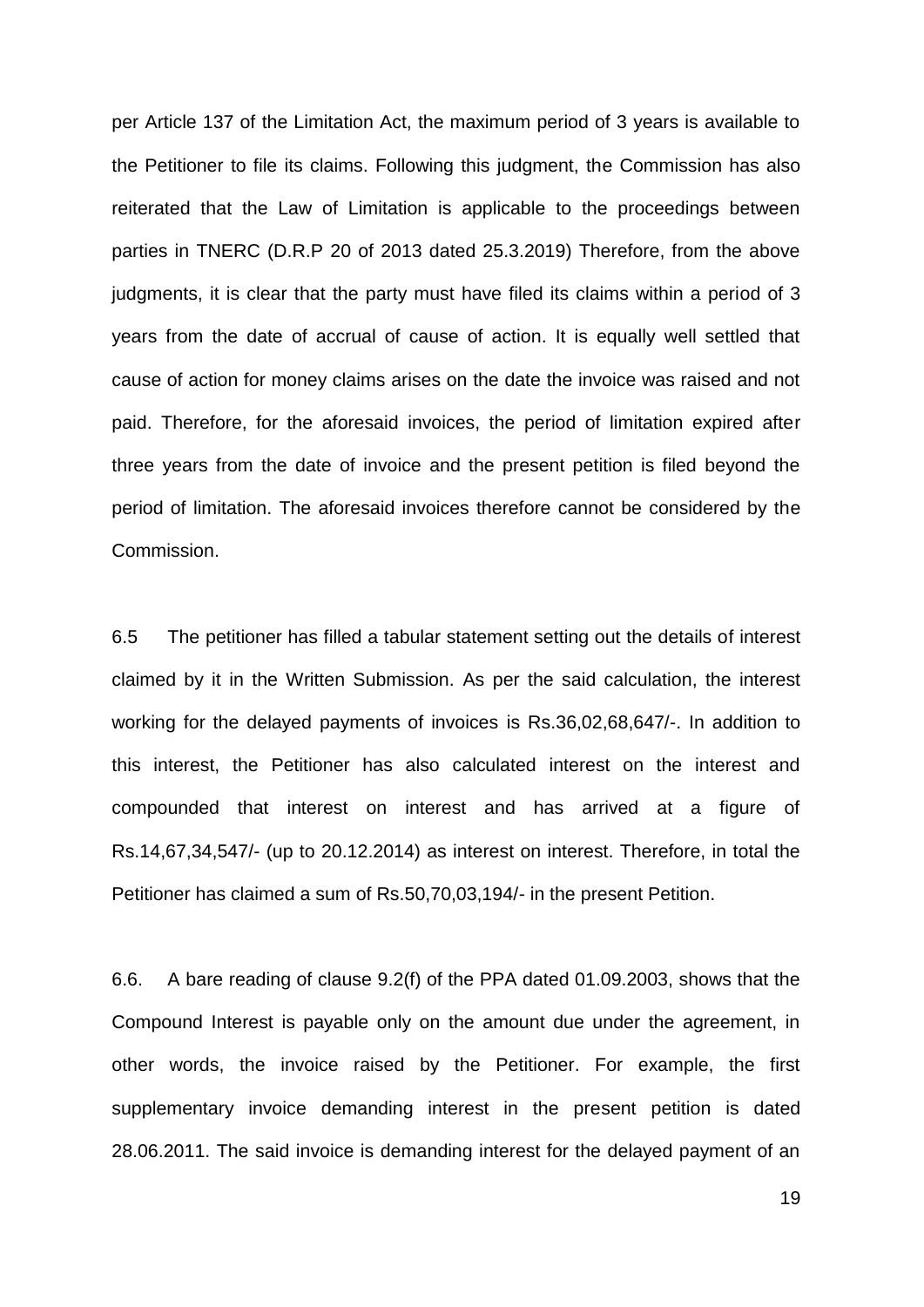per Article 137 of the Limitation Act, the maximum period of 3 years is available to the Petitioner to file its claims. Following this judgment, the Commission has also reiterated that the Law of Limitation is applicable to the proceedings between parties in TNERC (D.R.P 20 of 2013 dated 25.3.2019) Therefore, from the above judgments, it is clear that the party must have filed its claims within a period of 3 years from the date of accrual of cause of action. It is equally well settled that cause of action for money claims arises on the date the invoice was raised and not paid. Therefore, for the aforesaid invoices, the period of limitation expired after three years from the date of invoice and the present petition is filed beyond the period of limitation. The aforesaid invoices therefore cannot be considered by the Commission.

6.5 The petitioner has filled a tabular statement setting out the details of interest claimed by it in the Written Submission. As per the said calculation, the interest working for the delayed payments of invoices is Rs.36,02,68,647/-. In addition to this interest, the Petitioner has also calculated interest on the interest and compounded that interest on interest and has arrived at a figure of Rs.14,67,34,547/- (up to 20.12.2014) as interest on interest. Therefore, in total the Petitioner has claimed a sum of Rs.50,70,03,194/- in the present Petition.

6.6. A bare reading of clause 9.2(f) of the PPA dated 01.09.2003, shows that the Compound Interest is payable only on the amount due under the agreement, in other words, the invoice raised by the Petitioner. For example, the first supplementary invoice demanding interest in the present petition is dated 28.06.2011. The said invoice is demanding interest for the delayed payment of an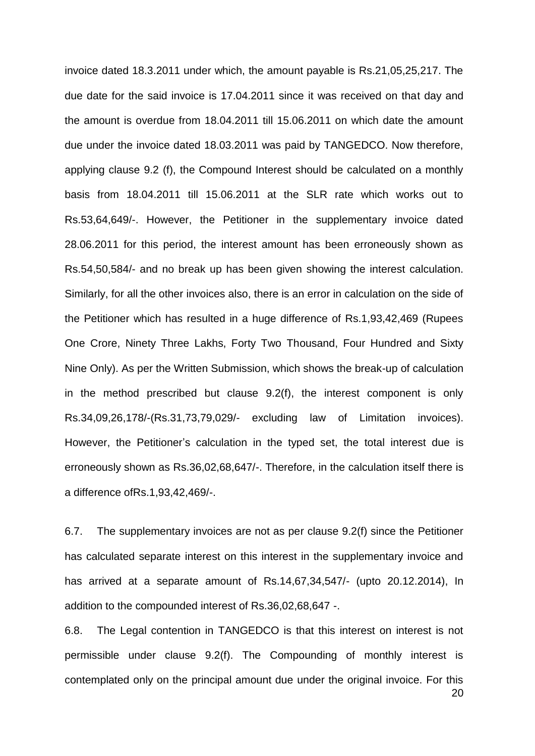invoice dated 18.3.2011 under which, the amount payable is Rs.21,05,25,217. The due date for the said invoice is 17.04.2011 since it was received on that day and the amount is overdue from 18.04.2011 till 15.06.2011 on which date the amount due under the invoice dated 18.03.2011 was paid by TANGEDCO. Now therefore, applying clause 9.2 (f), the Compound Interest should be calculated on a monthly basis from 18.04.2011 till 15.06.2011 at the SLR rate which works out to Rs.53,64,649/-. However, the Petitioner in the supplementary invoice dated 28.06.2011 for this period, the interest amount has been erroneously shown as Rs.54,50,584/- and no break up has been given showing the interest calculation. Similarly, for all the other invoices also, there is an error in calculation on the side of the Petitioner which has resulted in a huge difference of Rs.1,93,42,469 (Rupees One Crore, Ninety Three Lakhs, Forty Two Thousand, Four Hundred and Sixty Nine Only). As per the Written Submission, which shows the break-up of calculation in the method prescribed but clause 9.2(f), the interest component is only Rs.34,09,26,178/-(Rs.31,73,79,029/- excluding law of Limitation invoices). However, the Petitioner's calculation in the typed set, the total interest due is erroneously shown as Rs.36,02,68,647/-. Therefore, in the calculation itself there is a difference ofRs.1,93,42,469/-.

6.7. The supplementary invoices are not as per clause 9.2(f) since the Petitioner has calculated separate interest on this interest in the supplementary invoice and has arrived at a separate amount of Rs.14,67,34,547/- (upto 20.12.2014), In addition to the compounded interest of Rs.36,02,68,647 -.

6.8. The Legal contention in TANGEDCO is that this interest on interest is not permissible under clause 9.2(f). The Compounding of monthly interest is contemplated only on the principal amount due under the original invoice. For this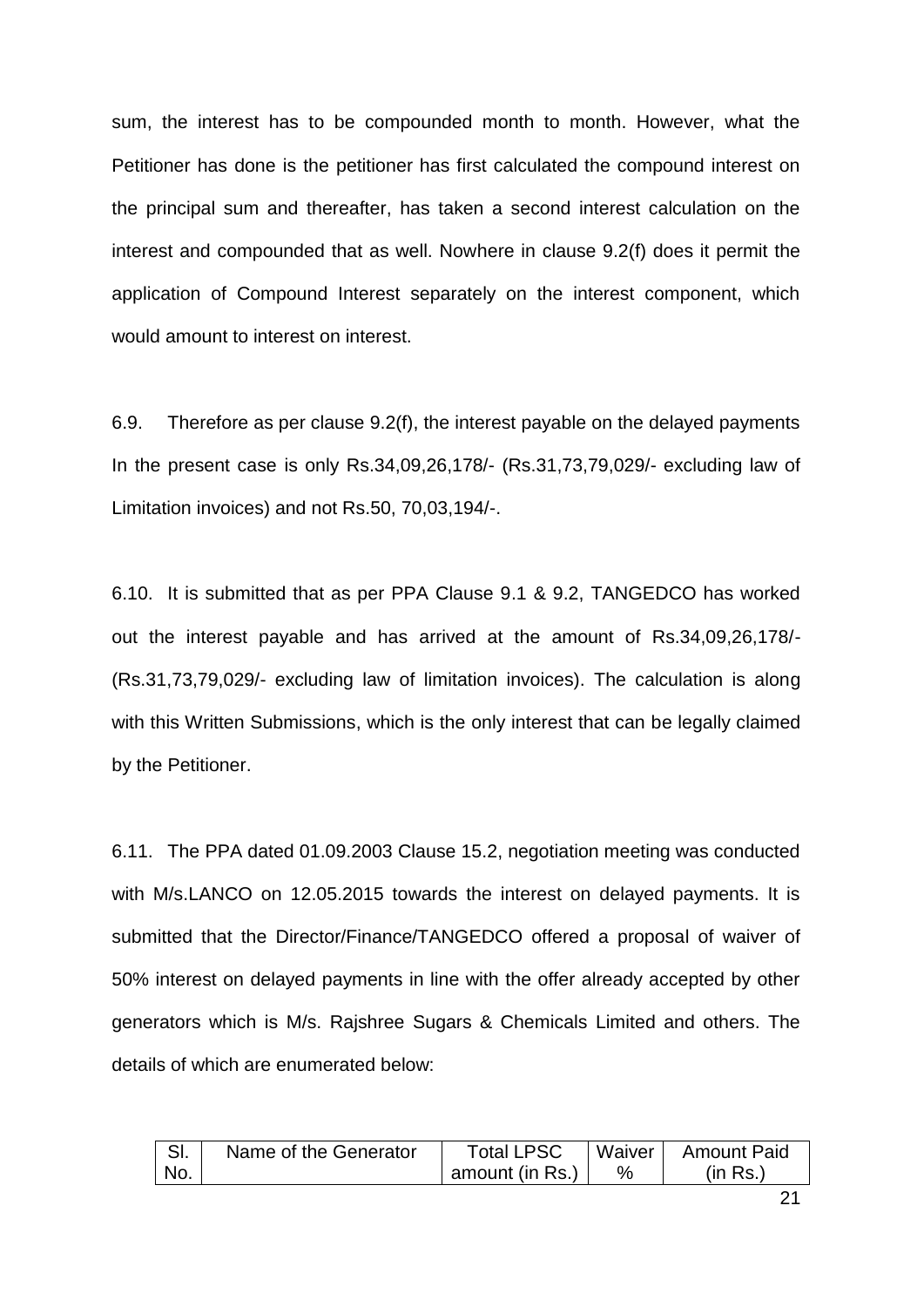sum, the interest has to be compounded month to month. However, what the Petitioner has done is the petitioner has first calculated the compound interest on the principal sum and thereafter, has taken a second interest calculation on the interest and compounded that as well. Nowhere in clause 9.2(f) does it permit the application of Compound Interest separately on the interest component, which would amount to interest on interest.

6.9. Therefore as per clause 9.2(f), the interest payable on the delayed payments In the present case is only Rs.34,09,26,178/- (Rs.31,73,79,029/- excluding law of Limitation invoices) and not Rs.50, 70,03,194/-.

6.10. It is submitted that as per PPA Clause 9.1 & 9.2, TANGEDCO has worked out the interest payable and has arrived at the amount of Rs.34,09,26,178/- (Rs.31,73,79,029/- excluding law of limitation invoices). The calculation is along with this Written Submissions, which is the only interest that can be legally claimed by the Petitioner.

6.11. The PPA dated 01.09.2003 Clause 15.2, negotiation meeting was conducted with M/s.LANCO on 12.05.2015 towards the interest on delayed payments. It is submitted that the Director/Finance/TANGEDCO offered a proposal of waiver of 50% interest on delayed payments in line with the offer already accepted by other generators which is M/s. Rajshree Sugars & Chemicals Limited and others. The details of which are enumerated below:

| Sl. No. | Name of the Generator | Total LPSC amount (in Rs.) | Waiver % | Amount Paid (in Rs.) |
|---|---|---|---|---|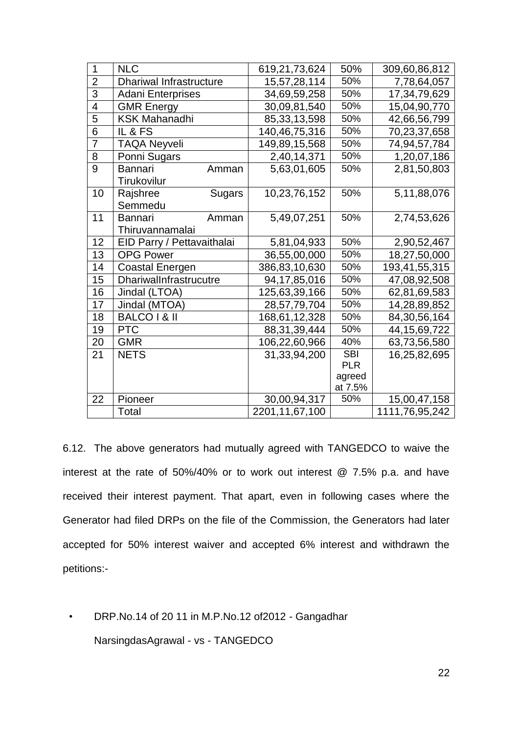| | | | | |
|---|---|---|---|---|
| 1 | NLC | 619,21,73,624 | 50% | 309,60,86,812 |
| 2 | Dhariwal Infrastructure | 15,57,28,114 | 50% | 7,78,64,057 |
| 3 | Adani Enterprises | 34,69,59,258 | 50% | 17,34,79,629 |
| 4 | GMR Energy | 30,09,81,540 | 50% | 15,04,90,770 |
| 5 | KSK Mahanadhi | 85,33,13,598 | 50% | 42,66,56,799 |
| 6 | IL & FS | 140,46,75,316 | 50% | 70,23,37,658 |
| 7 | TAQA Neyveli | 149,89,15,568 | 50% | 74,94,57,784 |
| 8 | Ponni Sugars | 2,40,14,371 | 50% | 1,20,07,186 |
| 9 | Bannari Amman Tirukovilur | 5,63,01,605 | 50% | 2,81,50,803 |
| 10 | Rajshree Sugars Semmedu | 10,23,76,152 | 50% | 5,11,88,076 |
| 11 | Bannari Amman Thiruvannamalai | 5,49,07,251 | 50% | 2,74,53,626 |
| 12 | EID Parry / Pettavaithalai | 5,81,04,933 | 50% | 2,90,52,467 |
| 13 | OPG Power | 36,55,00,000 | 50% | 18,27,50,000 |
| 14 | Coastal Energen | 386,83,10,630 | 50% | 193,41,55,315 |
| 15 | DhariwalInfrastrucutre | 94,17,85,016 | 50% | 47,08,92,508 |
| 16 | Jindal (LTOA) | 125,63,39,166 | 50% | 62,81,69,583 |
| 17 | Jindal (MTOA) | 28,57,79,704 | 50% | 14,28,89,852 |
| 18 | BALCO I & II | 168,61,12,328 | 50% | 84,30,56,164 |
| 19 | PTC | 88,31,39,444 | 50% | 44,15,69,722 |
| 20 | GMR | 106,22,60,966 | 40% | 63,73,56,580 |
| 21 | NETS | 31,33,94,200 | SBI PLR agreed at 7.5% | 16,25,82,695 |
| 22 | Pioneer | 30,00,94,317 | 50% | 15,00,47,158 |
| | Total | 2201,11,67,100 | | 1111,76,95,242 |

6.12. The above generators had mutually agreed with TANGEDCO to waive the interest at the rate of 50%/40% or to work out interest @ 7.5% p.a. and have received their interest payment. That apart, even in following cases where the Generator had filed DRPs on the file of the Commission, the Generators had later accepted for 50% interest waiver and accepted 6% interest and withdrawn the petitions:-

- DRP.No.14 of 20 11 in M.P.No.12 of2012 - Gangadhar NarsingdasAgrawal - vs - TANGEDCO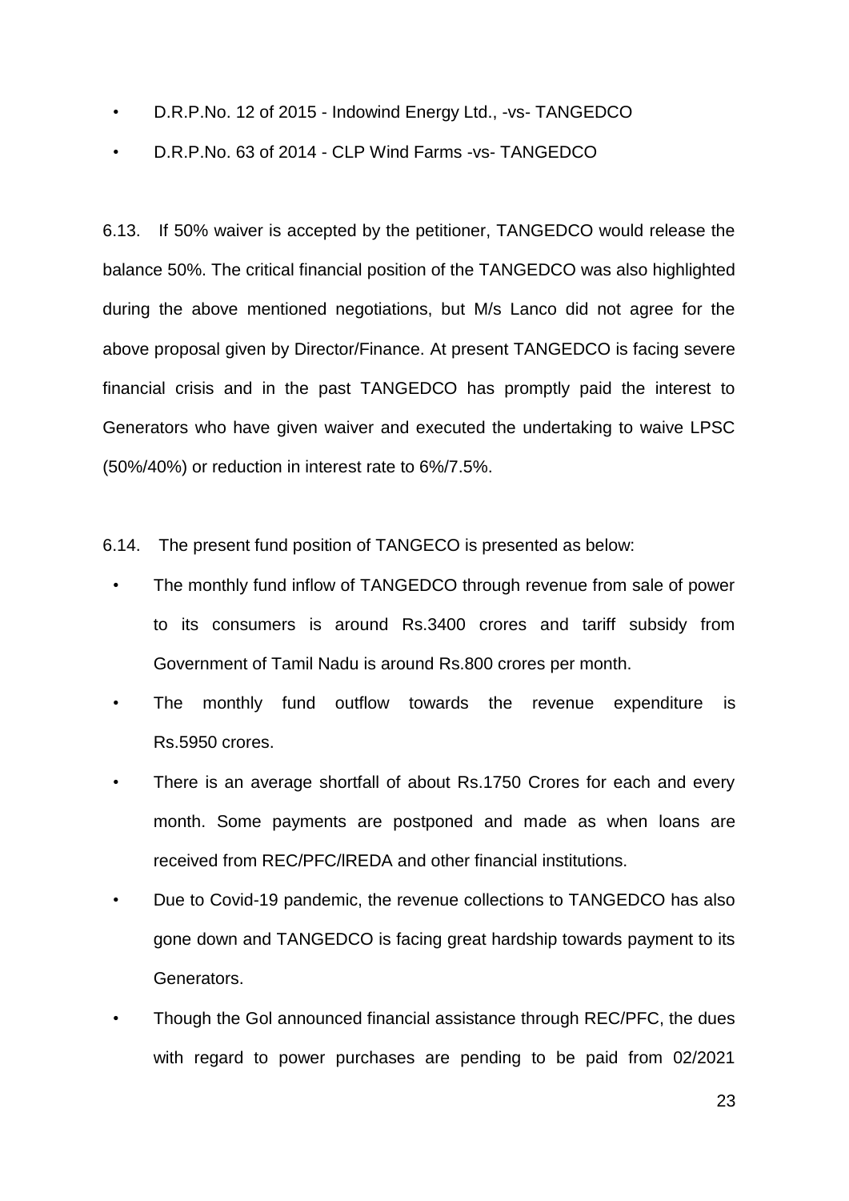- D.R.P.No. 12 of 2015 - Indowind Energy Ltd., -vs- TANGEDCO
- D.R.P.No. 63 of 2014 - CLP Wind Farms -vs- TANGEDCO

6.13. If 50% waiver is accepted by the petitioner, TANGEDCO would release the balance 50%. The critical financial position of the TANGEDCO was also highlighted during the above mentioned negotiations, but M/s Lanco did not agree for the above proposal given by Director/Finance. At present TANGEDCO is facing severe financial crisis and in the past TANGEDCO has promptly paid the interest to Generators who have given waiver and executed the undertaking to waive LPSC (50%/40%) or reduction in interest rate to 6%/7.5%.

6.14. The present fund position of TANGECO is presented as below:

- The monthly fund inflow of TANGEDCO through revenue from sale of power to its consumers is around Rs.3400 crores and tariff subsidy from Government of Tamil Nadu is around Rs.800 crores per month.
- The monthly fund outflow towards the revenue expenditure is Rs.5950 crores.
- There is an average shortfall of about Rs.1750 Crores for each and every month. Some payments are postponed and made as when loans are received from REC/PFC/IREDA and other financial institutions.
- Due to Covid-19 pandemic, the revenue collections to TANGEDCO has also gone down and TANGEDCO is facing great hardship towards payment to its Generators.
- Though the GoI announced financial assistance through REC/PFC, the dues with regard to power purchases are pending to be paid from 02/2021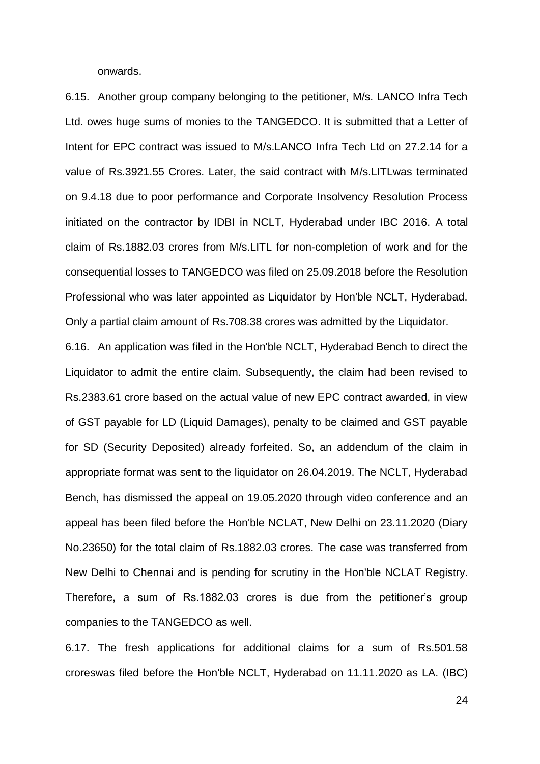onwards.

6.15. Another group company belonging to the petitioner, M/s. LANCO Infra Tech Ltd. owes huge sums of monies to the TANGEDCO. It is submitted that a Letter of Intent for EPC contract was issued to M/s.LANCO Infra Tech Ltd on 27.2.14 for a value of Rs.3921.55 Crores. Later, the said contract with M/s.LITLwas terminated on 9.4.18 due to poor performance and Corporate Insolvency Resolution Process initiated on the contractor by IDBI in NCLT, Hyderabad under IBC 2016. A total claim of Rs.1882.03 crores from M/s.LITL for non-completion of work and for the consequential losses to TANGEDCO was filed on 25.09.2018 before the Resolution Professional who was later appointed as Liquidator by Hon'ble NCLT, Hyderabad. Only a partial claim amount of Rs.708.38 crores was admitted by the Liquidator.

6.16. An application was filed in the Hon'ble NCLT, Hyderabad Bench to direct the Liquidator to admit the entire claim. Subsequently, the claim had been revised to Rs.2383.61 crore based on the actual value of new EPC contract awarded, in view of GST payable for LD (Liquid Damages), penalty to be claimed and GST payable for SD (Security Deposited) already forfeited. So, an addendum of the claim in appropriate format was sent to the liquidator on 26.04.2019. The NCLT, Hyderabad Bench, has dismissed the appeal on 19.05.2020 through video conference and an appeal has been filed before the Hon'ble NCLAT, New Delhi on 23.11.2020 (Diary No.23650) for the total claim of Rs.1882.03 crores. The case was transferred from New Delhi to Chennai and is pending for scrutiny in the Hon'ble NCLAT Registry. Therefore, a sum of Rs.1882.03 crores is due from the petitioner's group companies to the TANGEDCO as well.

6.17. The fresh applications for additional claims for a sum of Rs.501.58 croreswas filed before the Hon'ble NCLT, Hyderabad on 11.11.2020 as LA. (IBC)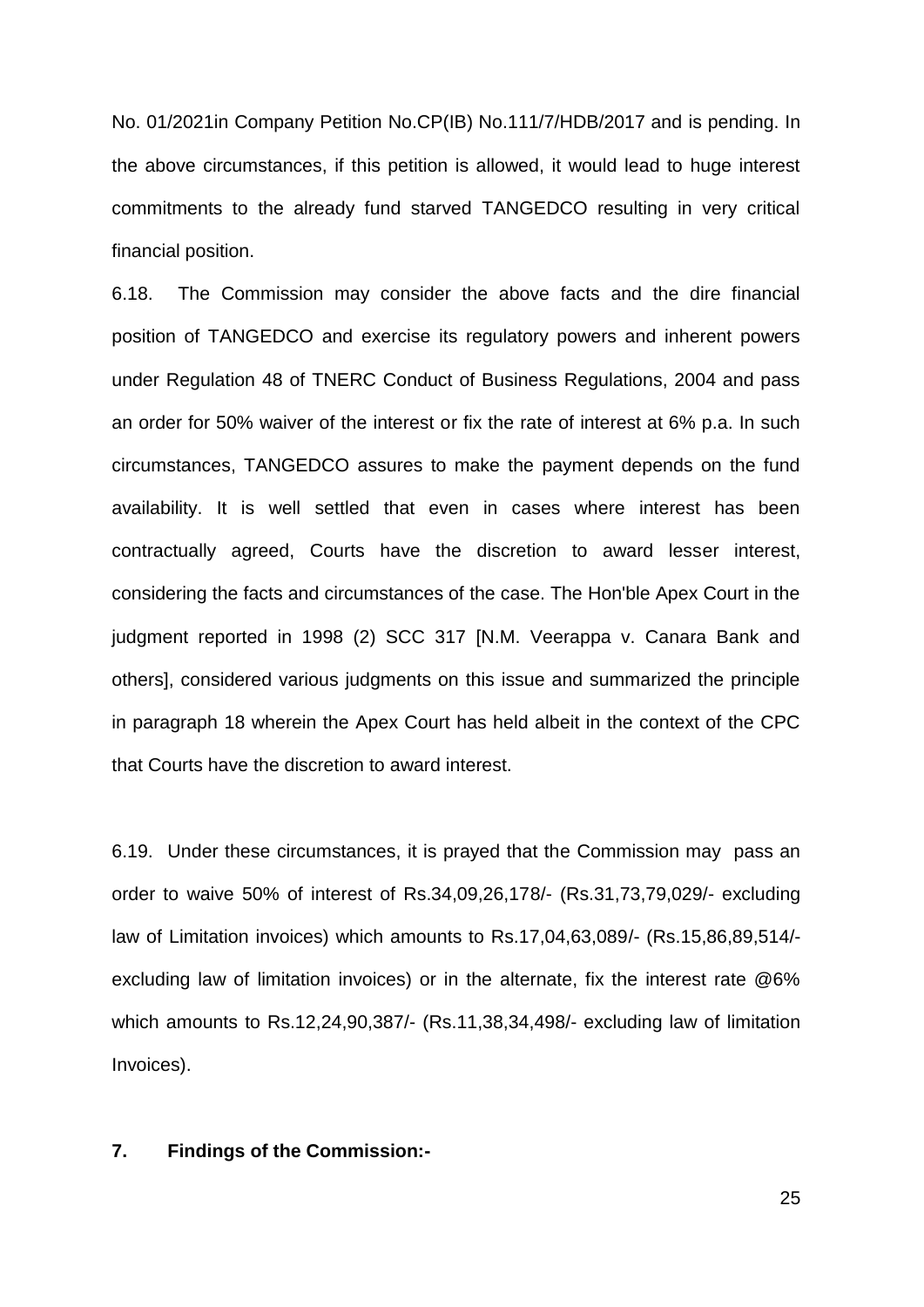No. 01/2021in Company Petition No.CP(IB) No.111/7/HDB/2017 and is pending. In the above circumstances, if this petition is allowed, it would lead to huge interest commitments to the already fund starved TANGEDCO resulting in very critical financial position.

6.18. The Commission may consider the above facts and the dire financial position of TANGEDCO and exercise its regulatory powers and inherent powers under Regulation 48 of TNERC Conduct of Business Regulations, 2004 and pass an order for 50% waiver of the interest or fix the rate of interest at 6% p.a. In such circumstances, TANGEDCO assures to make the payment depends on the fund availability. It is well settled that even in cases where interest has been contractually agreed, Courts have the discretion to award lesser interest, considering the facts and circumstances of the case. The Hon'ble Apex Court in the judgment reported in 1998 (2) SCC 317 [N.M. Veerappa v. Canara Bank and others], considered various judgments on this issue and summarized the principle in paragraph 18 wherein the Apex Court has held albeit in the context of the CPC that Courts have the discretion to award interest.

6.19. Under these circumstances, it is prayed that the Commission may pass an order to waive 50% of interest of Rs.34,09,26,178/- (Rs.31,73,79,029/- excluding law of Limitation invoices) which amounts to Rs.17,04,63,089/- (Rs.15,86,89,514/- excluding law of limitation invoices) or in the alternate, fix the interest rate @6% which amounts to Rs.12,24,90,387/- (Rs.11,38,34,498/- excluding law of limitation Invoices).

**7. Findings of the Commission:-**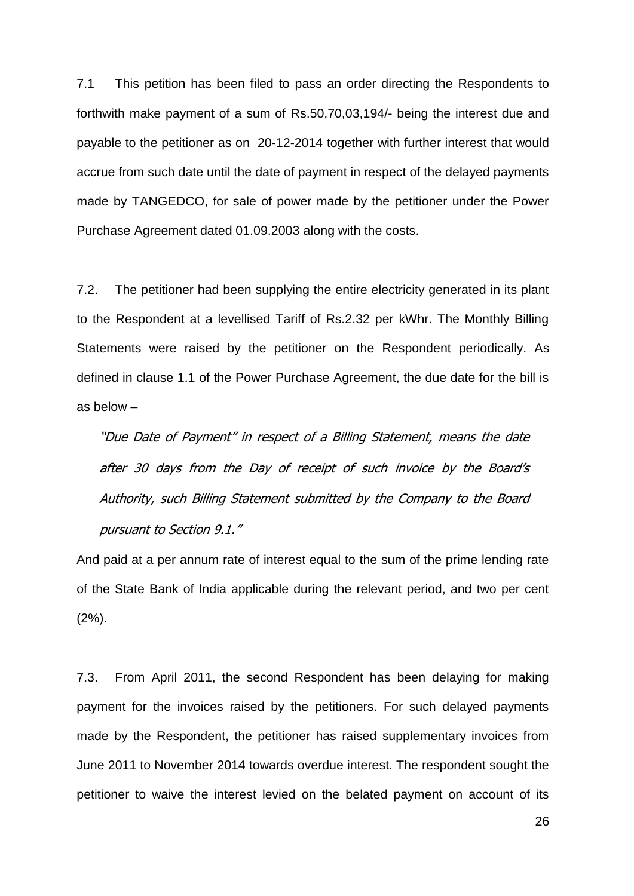7.1 This petition has been filed to pass an order directing the Respondents to forthwith make payment of a sum of Rs.50,70,03,194/- being the interest due and payable to the petitioner as on 20-12-2014 together with further interest that would accrue from such date until the date of payment in respect of the delayed payments made by TANGEDCO, for sale of power made by the petitioner under the Power Purchase Agreement dated 01.09.2003 along with the costs.

7.2. The petitioner had been supplying the entire electricity generated in its plant to the Respondent at a levellised Tariff of Rs.2.32 per kWhr. The Monthly Billing Statements were raised by the petitioner on the Respondent periodically. As defined in clause 1.1 of the Power Purchase Agreement, the due date for the bill is as below –

> *"Due Date of Payment" in respect of a Billing Statement, means the date after 30 days from the Day of receipt of such invoice by the Board's Authority, such Billing Statement submitted by the Company to the Board pursuant to Section 9.1."*

And paid at a per annum rate of interest equal to the sum of the prime lending rate of the State Bank of India applicable during the relevant period, and two per cent (2%).

7.3. From April 2011, the second Respondent has been delaying for making payment for the invoices raised by the petitioners. For such delayed payments made by the Respondent, the petitioner has raised supplementary invoices from June 2011 to November 2014 towards overdue interest. The respondent sought the petitioner to waive the interest levied on the belated payment on account of its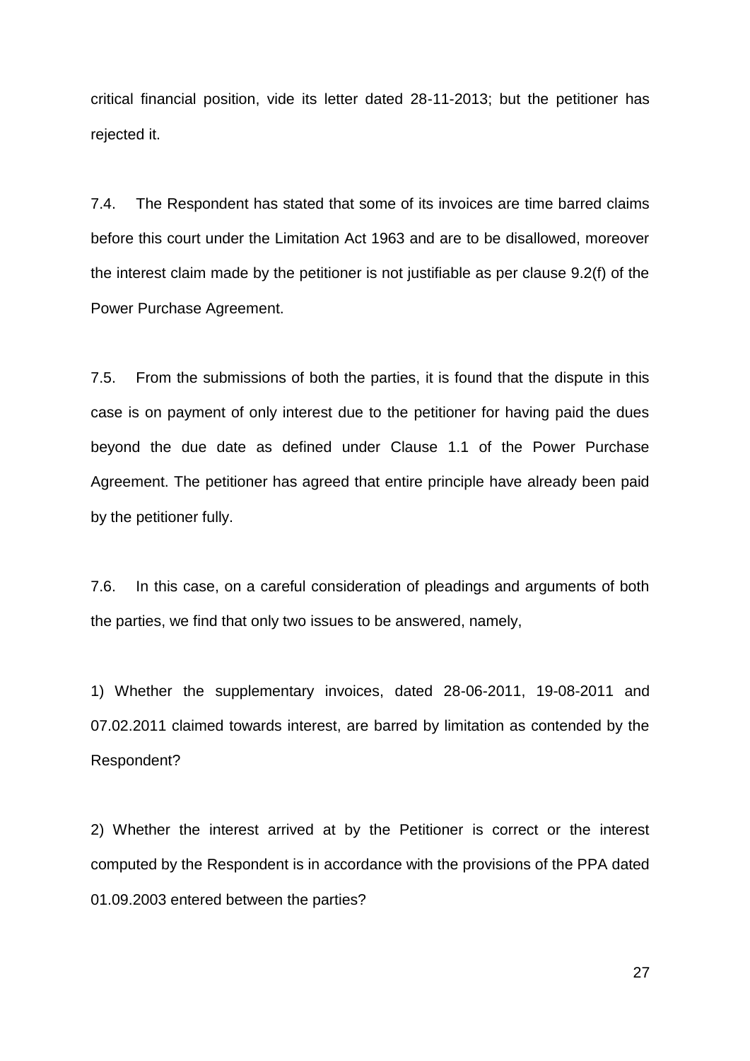critical financial position, vide its letter dated 28-11-2013; but the petitioner has rejected it.

7.4. The Respondent has stated that some of its invoices are time barred claims before this court under the Limitation Act 1963 and are to be disallowed, moreover the interest claim made by the petitioner is not justifiable as per clause 9.2(f) of the Power Purchase Agreement.

7.5. From the submissions of both the parties, it is found that the dispute in this case is on payment of only interest due to the petitioner for having paid the dues beyond the due date as defined under Clause 1.1 of the Power Purchase Agreement. The petitioner has agreed that entire principle have already been paid by the petitioner fully.

7.6. In this case, on a careful consideration of pleadings and arguments of both the parties, we find that only two issues to be answered, namely,

1) Whether the supplementary invoices, dated 28-06-2011, 19-08-2011 and 07.02.2011 claimed towards interest, are barred by limitation as contended by the Respondent?

2) Whether the interest arrived at by the Petitioner is correct or the interest computed by the Respondent is in accordance with the provisions of the PPA dated 01.09.2003 entered between the parties?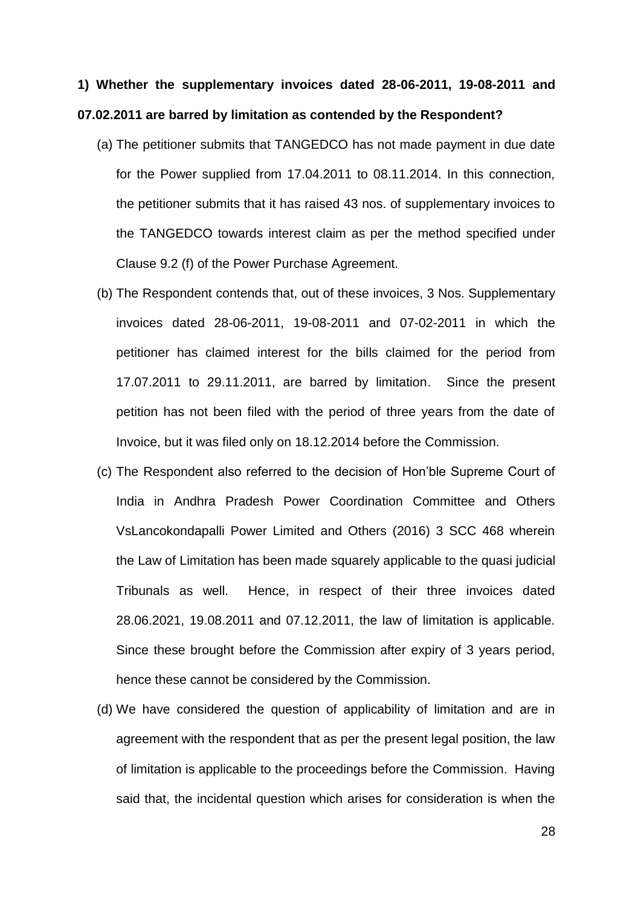**1) Whether the supplementary invoices dated 28-06-2011, 19-08-2011 and 07.02.2011 are barred by limitation as contended by the Respondent?**

(a) The petitioner submits that TANGEDCO has not made payment in due date for the Power supplied from 17.04.2011 to 08.11.2014. In this connection, the petitioner submits that it has raised 43 nos. of supplementary invoices to the TANGEDCO towards interest claim as per the method specified under Clause 9.2 (f) of the Power Purchase Agreement.

(b) The Respondent contends that, out of these invoices, 3 Nos. Supplementary invoices dated 28-06-2011, 19-08-2011 and 07-02-2011 in which the petitioner has claimed interest for the bills claimed for the period from 17.07.2011 to 29.11.2011, are barred by limitation. Since the present petition has not been filed with the period of three years from the date of Invoice, but it was filed only on 18.12.2014 before the Commission.

(c) The Respondent also referred to the decision of Hon'ble Supreme Court of India in Andhra Pradesh Power Coordination Committee and Others VsLancokondapalli Power Limited and Others (2016) 3 SCC 468 wherein the Law of Limitation has been made squarely applicable to the quasi judicial Tribunals as well. Hence, in respect of their three invoices dated 28.06.2021, 19.08.2011 and 07.12.2011, the law of limitation is applicable. Since these brought before the Commission after expiry of 3 years period, hence these cannot be considered by the Commission.

(d) We have considered the question of applicability of limitation and are in agreement with the respondent that as per the present legal position, the law of limitation is applicable to the proceedings before the Commission. Having said that, the incidental question which arises for consideration is when the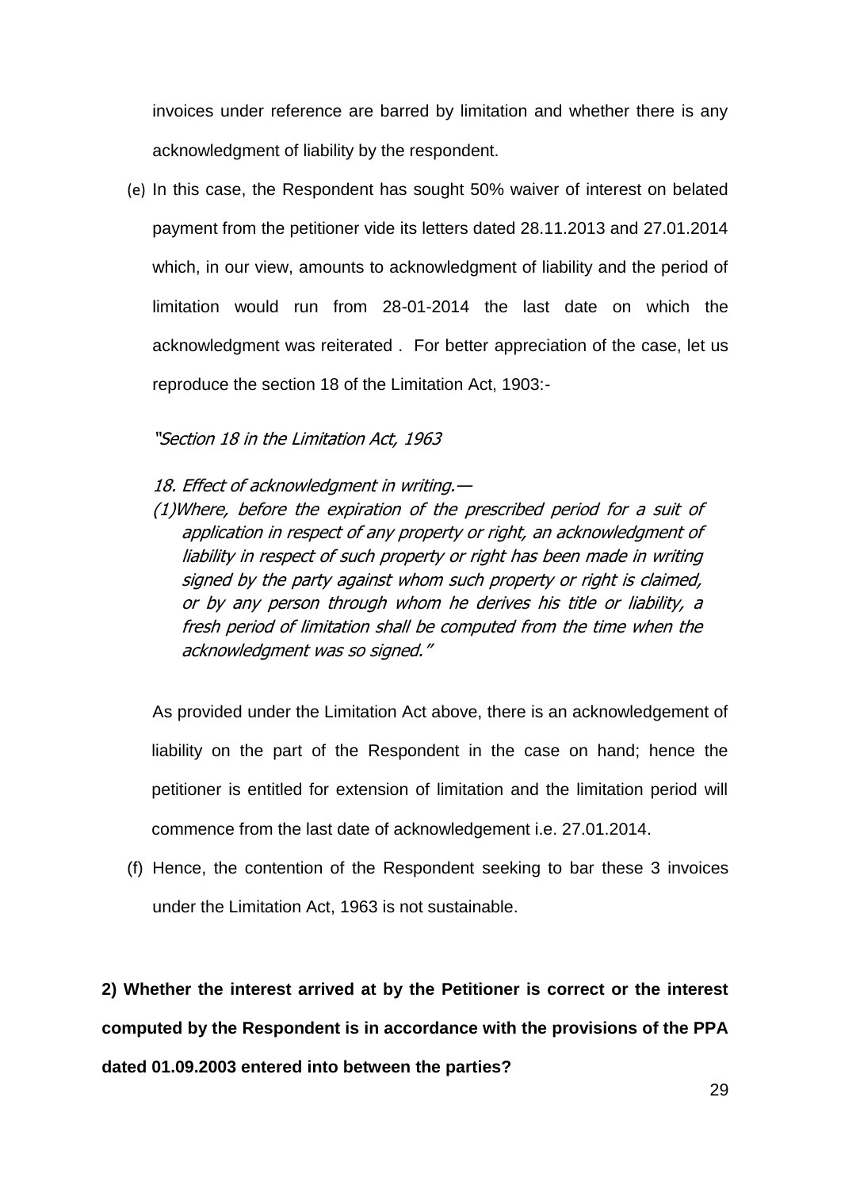invoices under reference are barred by limitation and whether there is any acknowledgment of liability by the respondent.

(e) In this case, the Respondent has sought 50% waiver of interest on belated payment from the petitioner vide its letters dated 28.11.2013 and 27.01.2014 which, in our view, amounts to acknowledgment of liability and the period of limitation would run from 28-01-2014 the last date on which the acknowledgment was reiterated . For better appreciation of the case, let us reproduce the section 18 of the Limitation Act, 1903:-

> *"Section 18 in the Limitation Act, 1963*
>
> *18. Effect of acknowledgment in writing.—*
>
> *(1)Where, before the expiration of the prescribed period for a suit of application in respect of any property or right, an acknowledgment of liability in respect of such property or right has been made in writing signed by the party against whom such property or right is claimed, or by any person through whom he derives his title or liability, a fresh period of limitation shall be computed from the time when the acknowledgment was so signed."*

As provided under the Limitation Act above, there is an acknowledgement of liability on the part of the Respondent in the case on hand; hence the petitioner is entitled for extension of limitation and the limitation period will commence from the last date of acknowledgement i.e. 27.01.2014.

(f) Hence, the contention of the Respondent seeking to bar these 3 invoices under the Limitation Act, 1963 is not sustainable.

**2) Whether the interest arrived at by the Petitioner is correct or the interest computed by the Respondent is in accordance with the provisions of the PPA dated 01.09.2003 entered into between the parties?**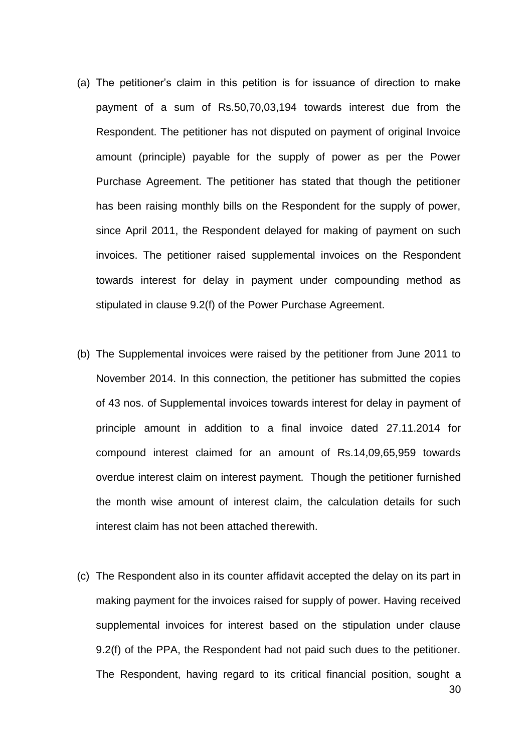(a) The petitioner's claim in this petition is for issuance of direction to make payment of a sum of Rs.50,70,03,194 towards interest due from the Respondent. The petitioner has not disputed on payment of original Invoice amount (principle) payable for the supply of power as per the Power Purchase Agreement. The petitioner has stated that though the petitioner has been raising monthly bills on the Respondent for the supply of power, since April 2011, the Respondent delayed for making of payment on such invoices. The petitioner raised supplemental invoices on the Respondent towards interest for delay in payment under compounding method as stipulated in clause 9.2(f) of the Power Purchase Agreement.

(b) The Supplemental invoices were raised by the petitioner from June 2011 to November 2014. In this connection, the petitioner has submitted the copies of 43 nos. of Supplemental invoices towards interest for delay in payment of principle amount in addition to a final invoice dated 27.11.2014 for compound interest claimed for an amount of Rs.14,09,65,959 towards overdue interest claim on interest payment. Though the petitioner furnished the month wise amount of interest claim, the calculation details for such interest claim has not been attached therewith.

(c) The Respondent also in its counter affidavit accepted the delay on its part in making payment for the invoices raised for supply of power. Having received supplemental invoices for interest based on the stipulation under clause 9.2(f) of the PPA, the Respondent had not paid such dues to the petitioner. The Respondent, having regard to its critical financial position, sought a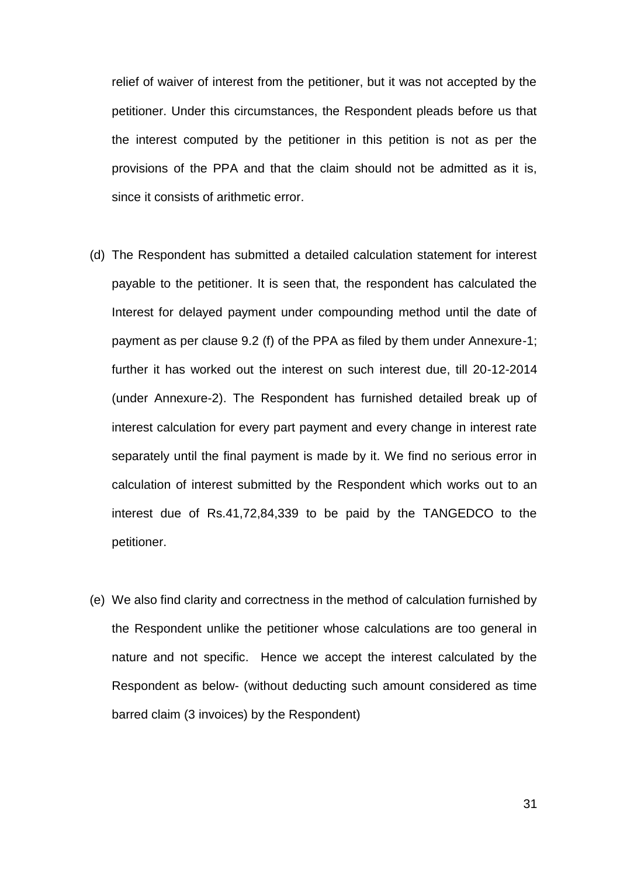relief of waiver of interest from the petitioner, but it was not accepted by the petitioner. Under this circumstances, the Respondent pleads before us that the interest computed by the petitioner in this petition is not as per the provisions of the PPA and that the claim should not be admitted as it is, since it consists of arithmetic error.

(d) The Respondent has submitted a detailed calculation statement for interest payable to the petitioner. It is seen that, the respondent has calculated the Interest for delayed payment under compounding method until the date of payment as per clause 9.2 (f) of the PPA as filed by them under Annexure-1; further it has worked out the interest on such interest due, till 20-12-2014 (under Annexure-2). The Respondent has furnished detailed break up of interest calculation for every part payment and every change in interest rate separately until the final payment is made by it. We find no serious error in calculation of interest submitted by the Respondent which works out to an interest due of Rs.41,72,84,339 to be paid by the TANGEDCO to the petitioner.

(e) We also find clarity and correctness in the method of calculation furnished by the Respondent unlike the petitioner whose calculations are too general in nature and not specific. Hence we accept the interest calculated by the Respondent as below- (without deducting such amount considered as time barred claim (3 invoices) by the Respondent)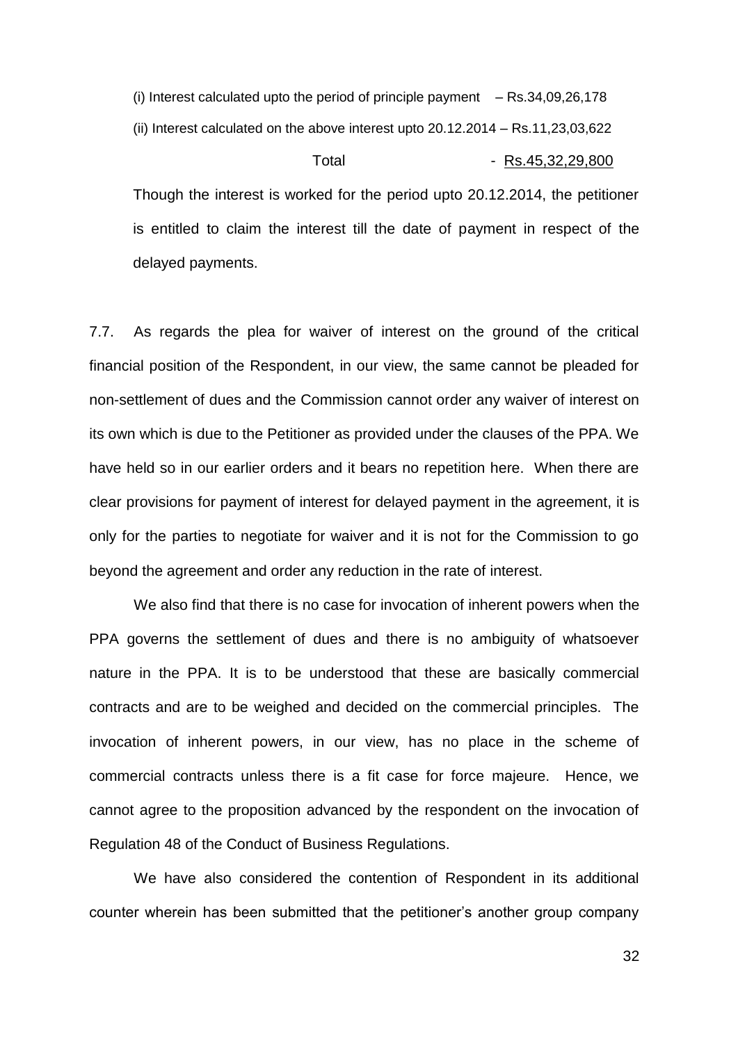(i) Interest calculated upto the period of principle payment – Rs.34,09,26,178

(ii) Interest calculated on the above interest upto 20.12.2014 – Rs.11,23,03,622

Total - Rs.45,32,29,800

Though the interest is worked for the period upto 20.12.2014, the petitioner is entitled to claim the interest till the date of payment in respect of the delayed payments.

7.7. As regards the plea for waiver of interest on the ground of the critical financial position of the Respondent, in our view, the same cannot be pleaded for non-settlement of dues and the Commission cannot order any waiver of interest on its own which is due to the Petitioner as provided under the clauses of the PPA. We have held so in our earlier orders and it bears no repetition here. When there are clear provisions for payment of interest for delayed payment in the agreement, it is only for the parties to negotiate for waiver and it is not for the Commission to go beyond the agreement and order any reduction in the rate of interest.

We also find that there is no case for invocation of inherent powers when the PPA governs the settlement of dues and there is no ambiguity of whatsoever nature in the PPA. It is to be understood that these are basically commercial contracts and are to be weighed and decided on the commercial principles. The invocation of inherent powers, in our view, has no place in the scheme of commercial contracts unless there is a fit case for force majeure. Hence, we cannot agree to the proposition advanced by the respondent on the invocation of Regulation 48 of the Conduct of Business Regulations.

We have also considered the contention of Respondent in its additional counter wherein has been submitted that the petitioner's another group company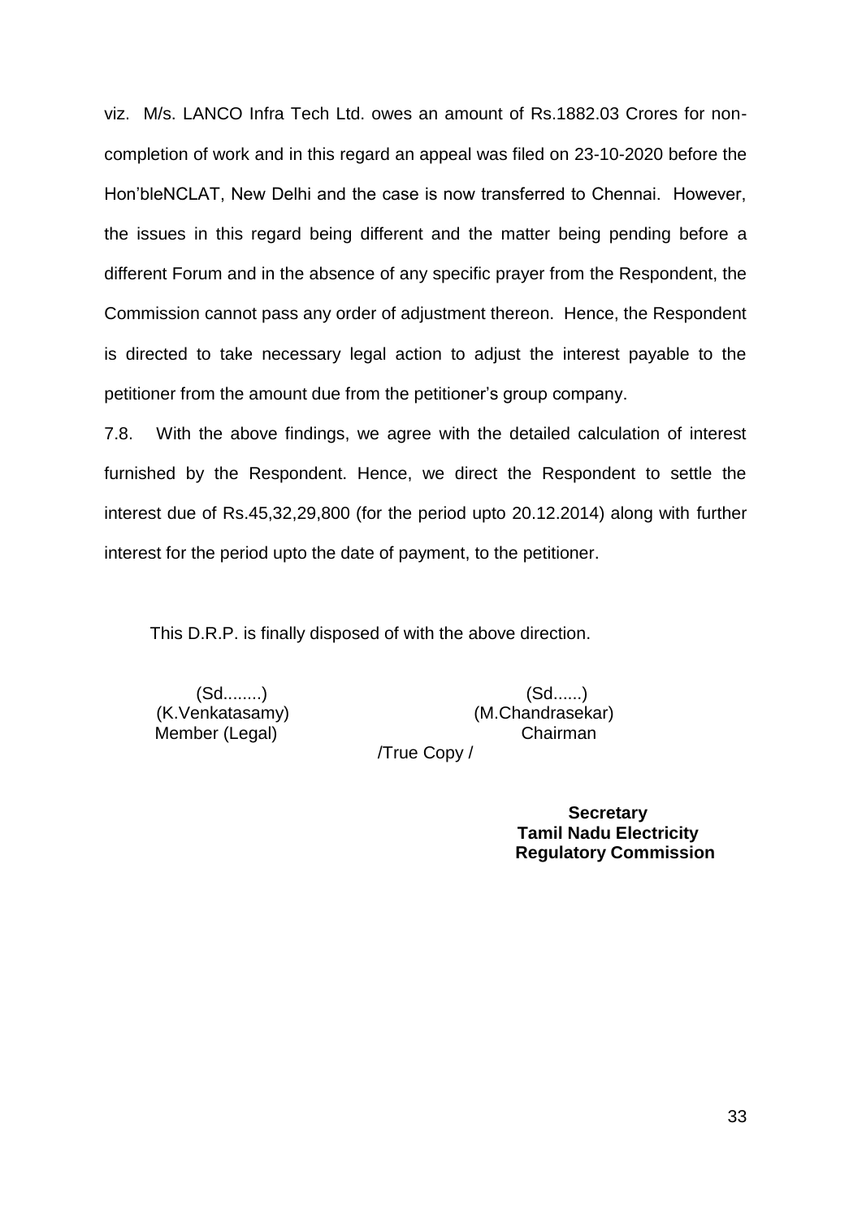viz. M/s. LANCO Infra Tech Ltd. owes an amount of Rs.1882.03 Crores for non-completion of work and in this regard an appeal was filed on 23-10-2020 before the Hon'bleNCLAT, New Delhi and the case is now transferred to Chennai. However, the issues in this regard being different and the matter being pending before a different Forum and in the absence of any specific prayer from the Respondent, the Commission cannot pass any order of adjustment thereon. Hence, the Respondent is directed to take necessary legal action to adjust the interest payable to the petitioner from the amount due from the petitioner's group company.

7.8. With the above findings, we agree with the detailed calculation of interest furnished by the Respondent. Hence, we direct the Respondent to settle the interest due of Rs.45,32,29,800 (for the period upto 20.12.2014) along with further interest for the period upto the date of payment, to the petitioner.

This D.R.P. is finally disposed of with the above direction.

(Sd........)
(K.Venkatasamy)
Member (Legal)

(Sd......)
(M.Chandrasekar)
Chairman

/True Copy /

**Secretary**
**Tamil Nadu Electricity**
**Regulatory Commission**